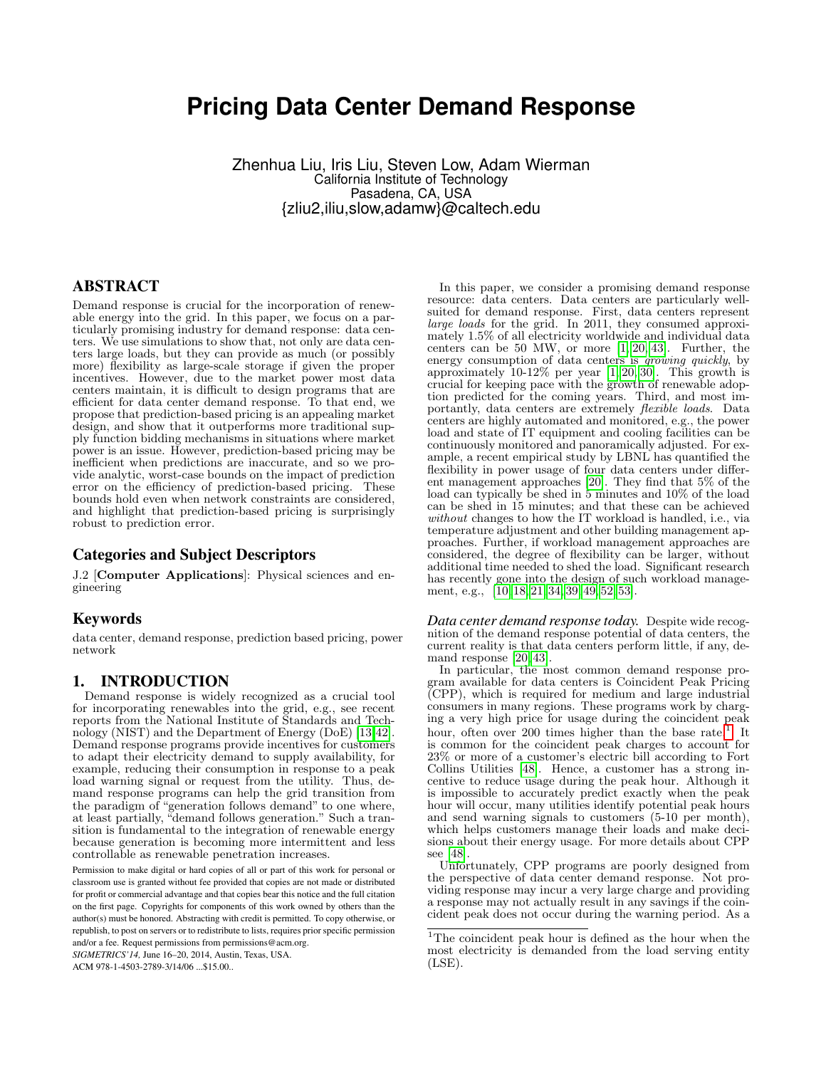# Pricing Data Center Demand Response

Zhenhua Liu, Iris Liu, Steven Low, Adam Wierman
California Institute of Technology
Pasadena, CA, USA
{zliu2,iliu,slow,adamw}@caltech.edu

## ABSTRACT

Demand response is crucial for the incorporation of renewable energy into the grid. In this paper, we focus on a particularly promising industry for demand response: data centers. We use simulations to show that, not only are data centers large loads, but they can provide as much (or possibly more) flexibility as large-scale storage if given the proper incentives. However, due to the market power most data centers maintain, it is difficult to design programs that are efficient for data center demand response. To that end, we propose that prediction-based pricing is an appealing market design, and show that it outperforms more traditional supply function bidding mechanisms in situations where market power is an issue. However, prediction-based pricing may be inefficient when predictions are inaccurate, and so we provide analytic, worst-case bounds on the impact of prediction error on the efficiency of prediction-based pricing. These bounds hold even when network constraints are considered, and highlight that prediction-based pricing is surprisingly robust to prediction error.

### Categories and Subject Descriptors

J.2 [**Computer Applications**]: Physical sciences and engineering

### Keywords

data center, demand response, prediction based pricing, power network

## 1. INTRODUCTION

Demand response is widely recognized as a crucial tool for incorporating renewables into the grid, e.g., see recent reports from the National Institute of Standards and Technology (NIST) and the Department of Energy (DoE) [13,42]. Demand response programs provide incentives for customers to adapt their electricity demand to supply availability, for example, reducing their consumption in response to a peak load warning signal or request from the utility. Thus, demand response programs can help the grid transition from the paradigm of "generation follows demand" to one where, at least partially, "demand follows generation." Such a transition is fundamental to the integration of renewable energy because generation is becoming more intermittent and less controllable as renewable penetration increases.

Permission to make digital or hard copies of all or part of this work for personal or classroom use is granted without fee provided that copies are not made or distributed for profit or commercial advantage and that copies bear this notice and the full citation on the first page. Copyrights for components of this work owned by others than the author(s) must be honored. Abstracting with credit is permitted. To copy otherwise, or republish, to post on servers or to redistribute to lists, requires prior specific permission and/or a fee. Request permissions from permissions@acm.org.
*SIGMETRICS'14,* June 16–20, 2014, Austin, Texas, USA.
ACM 978-1-4503-2789-3/14/06 ...$15.00..

In this paper, we consider a promising demand response resource: data centers. Data centers are particularly well-suited for demand response. First, data centers represent *large loads* for the grid. In 2011, they consumed approximately 1.5% of all electricity worldwide and individual data centers can be 50 MW, or more [1,20,43]. Further, the energy consumption of data centers is *growing quickly*, by approximately 10-12% per year [1,20,30]. This growth is crucial for keeping pace with the growth of renewable adoption predicted for the coming years. Third, and most importantly, data centers are extremely *flexible loads*. Data centers are highly automated and monitored, e.g., the power load and state of IT equipment and cooling facilities can be continuously monitored and panoramically adjusted. For example, a recent empirical study by LBNL has quantified the flexibility in power usage of four data centers under different management approaches [20]. They find that 5% of the load can typically be shed in 5 minutes and 10% of the load can be shed in 15 minutes; and that these can be achieved *without* changes to how the IT workload is handled, i.e., via temperature adjustment and other building management approaches. Further, if workload management approaches are considered, the degree of flexibility can be larger, without additional time needed to shed the load. Significant research has recently gone into the design of such workload management, e.g., [10,18,21,34,39,49,52,53].

*Data center demand response today.* Despite wide recognition of the demand response potential of data centers, the current reality is that data centers perform little, if any, demand response [20,43].

In particular, the most common demand response program available for data centers is Coincident Peak Pricing (CPP), which is required for medium and large industrial consumers in many regions. These programs work by charging a very high price for usage during the coincident peak hour, often over 200 times higher than the base rate.[1] It is common for the coincident peak charges to account for 23% or more of a customer's electric bill according to Fort Collins Utilities [48]. Hence, a customer has a strong incentive to reduce usage during the peak hour. Although it is impossible to accurately predict exactly when the peak hour will occur, many utilities identify potential peak hours and send warning signals to customers (5-10 per month), which helps customers manage their loads and make decisions about their energy usage. For more details about CPP see [48].

Unfortunately, CPP programs are poorly designed from the perspective of data center demand response. Not providing response may incur a very large charge and providing a response may not actually result in any savings if the coincident peak does not occur during the warning period. As a

[1] The coincident peak hour is defined as the hour when the most electricity is demanded from the load serving entity (LSE).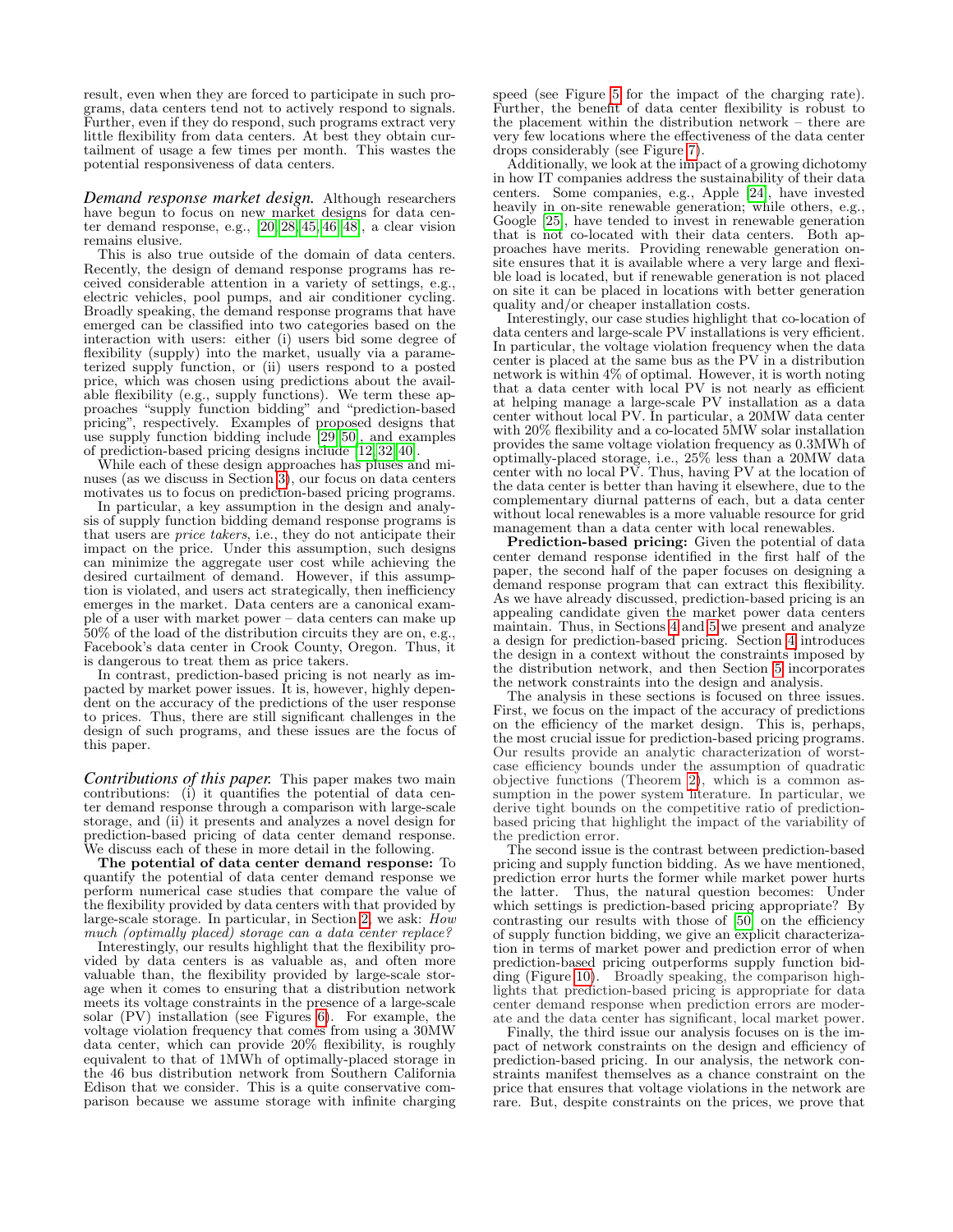result, even when they are forced to participate in such programs, data centers tend not to actively respond to signals. Further, even if they do respond, such programs extract very little flexibility from data centers. At best they obtain curtailment of usage a few times per month. This wastes the potential responsiveness of data centers.

*Demand response market design.* Although researchers have begun to focus on new market designs for data center demand response, e.g., [20, 28, 45, 46, 48], a clear vision remains elusive.

This is also true outside of the domain of data centers. Recently, the design of demand response programs has received considerable attention in a variety of settings, e.g., electric vehicles, pool pumps, and air conditioner cycling. Broadly speaking, the demand response programs that have emerged can be classified into two categories based on the interaction with users: either (i) users bid some degree of flexibility (supply) into the market, usually via a parameterized supply function, or (ii) users respond to a posted price, which was chosen using predictions about the available flexibility (e.g., supply functions). We term these approaches "supply function bidding" and "prediction-based pricing", respectively. Examples of proposed designs that use supply function bidding include [29, 50], and examples of prediction-based pricing designs include [12, 32, 40].

While each of these design approaches has pluses and minuses (as we discuss in Section 3), our focus on data centers motivates us to focus on prediction-based pricing programs.

In particular, a key assumption in the design and analysis of supply function bidding demand response programs is that users are *price takers*, i.e., they do not anticipate their impact on the price. Under this assumption, such designs can minimize the aggregate user cost while achieving the desired curtailment of demand. However, if this assumption is violated, and users act strategically, then inefficiency emerges in the market. Data centers are a canonical example of a user with market power – data centers can make up 50% of the load of the distribution circuits they are on, e.g., Facebook's data center in Crook County, Oregon. Thus, it is dangerous to treat them as price takers.

In contrast, prediction-based pricing is not nearly as impacted by market power issues. It is, however, highly dependent on the accuracy of the predictions of the user response to prices. Thus, there are still significant challenges in the design of such programs, and these issues are the focus of this paper.

*Contributions of this paper.* This paper makes two main contributions: (i) it quantifies the potential of data center demand response through a comparison with large-scale storage, and (ii) it presents and analyzes a novel design for prediction-based pricing of data center demand response. We discuss each of these in more detail in the following.

**The potential of data center demand response:** To quantify the potential of data center demand response we perform numerical case studies that compare the value of the flexibility provided by data centers with that provided by large-scale storage. In particular, in Section 2, we ask: *How much (optimally placed) storage can a data center replace?*

Interestingly, our results highlight that the flexibility provided by data centers is as valuable as, and often more valuable than, the flexibility provided by large-scale storage when it comes to ensuring that a distribution network meets its voltage constraints in the presence of a large-scale solar (PV) installation (see Figures 6). For example, the voltage violation frequency that comes from using a 30MW data center, which can provide 20% flexibility, is roughly equivalent to that of 1MWh of optimally-placed storage in the 46 bus distribution network from Southern California Edison that we consider. This is a quite conservative comparison because we assume storage with infinite charging speed (see Figure 5 for the impact of the charging rate). Further, the benefit of data center flexibility is robust to the placement within the distribution network – there are very few locations where the effectiveness of the data center drops considerably (see Figure 7).

Additionally, we look at the impact of a growing dichotomy in how IT companies address the sustainability of their data centers. Some companies, e.g., Apple [24], have invested heavily in on-site renewable generation; while others, e.g., Google [25], have tended to invest in renewable generation that is not co-located with their data centers. Both approaches have merits. Providing renewable generation on-site ensures that it is available where a very large and flexible load is located, but if renewable generation is not placed on site it can be placed in locations with better generation quality and/or cheaper installation costs.

Interestingly, our case studies highlight that co-location of data centers and large-scale PV installations is very efficient. In particular, the voltage violation frequency when the data center is placed at the same bus as the PV in a distribution network is within 4% of optimal. However, it is worth noting that a data center with local PV is not nearly as efficient at helping manage a large-scale PV installation as a data center without local PV. In particular, a 20MW data center with 20% flexibility and a co-located 5MW solar installation provides the same voltage violation frequency as 0.3MWh of optimally-placed storage, i.e., 25% less than a 20MW data center with no local PV. Thus, having PV at the location of the data center is better than having it elsewhere, due to the complementary diurnal patterns of each, but a data center without local renewables is a more valuable resource for grid management than a data center with local renewables.

**Prediction-based pricing:** Given the potential of data center demand response identified in the first half of the paper, the second half of the paper focuses on designing a demand response program that can extract this flexibility. As we have already discussed, prediction-based pricing is an appealing candidate given the market power data centers maintain. Thus, in Sections 4 and 5 we present and analyze a design for prediction-based pricing. Section 4 introduces the design in a context without the constraints imposed by the distribution network, and then Section 5 incorporates the network constraints into the design and analysis.

The analysis in these sections is focused on three issues. First, we focus on the impact of the accuracy of predictions on the efficiency of the market design. This is, perhaps, the most crucial issue for prediction-based pricing programs. Our results provide an analytic characterization of worst-case efficiency bounds under the assumption of quadratic objective functions (Theorem 2), which is a common assumption in the power system literature. In particular, we derive tight bounds on the competitive ratio of prediction-based pricing that highlight the impact of the variability of the prediction error.

The second issue is the contrast between prediction-based pricing and supply function bidding. As we have mentioned, prediction error hurts the former while market power hurts the latter. Thus, the natural question becomes: Under which settings is prediction-based pricing appropriate? By contrasting our results with those of [50] on the efficiency of supply function bidding, we give an explicit characterization in terms of market power and prediction error of when prediction-based pricing outperforms supply function bidding (Figure 10). Broadly speaking, the comparison highlights that prediction-based pricing is appropriate for data center demand response when prediction errors are moderate and the data center has significant, local market power.

Finally, the third issue our analysis focuses on is the impact of network constraints on the design and efficiency of prediction-based pricing. In our analysis, the network constraints manifest themselves as a chance constraint on the price that ensures that voltage violations in the network are rare. But, despite constraints on the prices, we prove that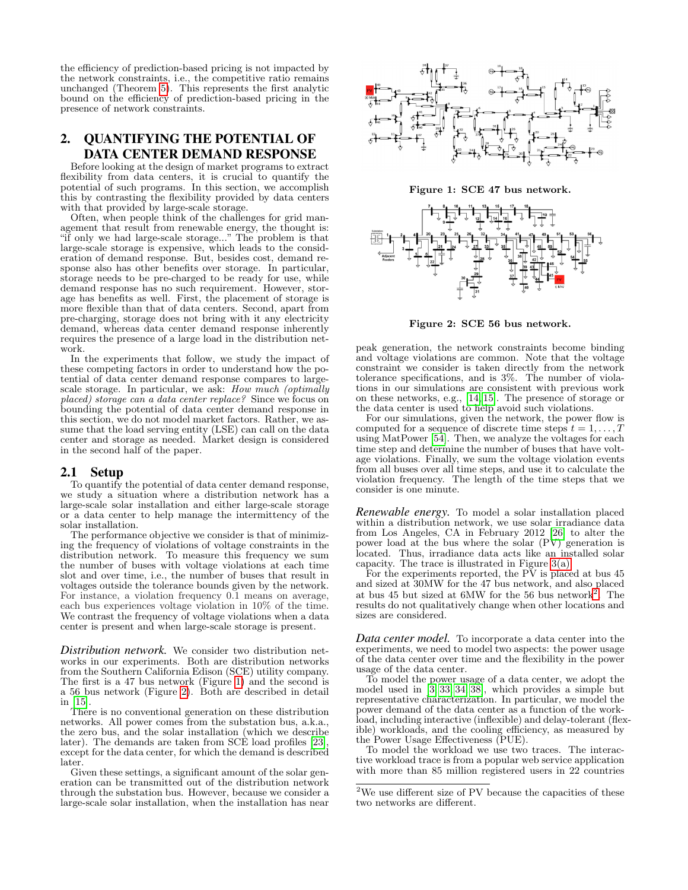the efficiency of prediction-based pricing is not impacted by the network constraints, i.e., the competitive ratio remains unchanged (Theorem 5). This represents the first analytic bound on the efficiency of prediction-based pricing in the presence of network constraints.

## 2. QUANTIFYING THE POTENTIAL OF DATA CENTER DEMAND RESPONSE

Before looking at the design of market programs to extract flexibility from data centers, it is crucial to quantify the potential of such programs. In this section, we accomplish this by contrasting the flexibility provided by data centers with that provided by large-scale storage.

Often, when people think of the challenges for grid management that result from renewable energy, the thought is: "if only we had large-scale storage..." The problem is that large-scale storage is expensive, which leads to the consideration of demand response. But, besides cost, demand response also has other benefits over storage. In particular, storage needs to be pre-charged to be ready for use, while demand response has no such requirement. However, storage has benefits as well. First, the placement of storage is more flexible than that of data centers. Second, apart from pre-charging, storage does not bring with it any electricity demand, whereas data center demand response inherently requires the presence of a large load in the distribution network.

In the experiments that follow, we study the impact of these competing factors in order to understand how the potential of data center demand response compares to large-scale storage. In particular, we ask: *How much (optimally placed) storage can a data center replace?* Since we focus on bounding the potential of data center demand response in this section, we do not model market factors. Rather, we assume that the load serving entity (LSE) can call on the data center and storage as needed. Market design is considered in the second half of the paper.

### 2.1 Setup

To quantify the potential of data center demand response, we study a situation where a distribution network has a large-scale solar installation and either large-scale storage or a data center to help manage the intermittency of the solar installation.

The performance objective we consider is that of minimizing the frequency of violations of voltage constraints in the distribution network. To measure this frequency we sum the number of buses with voltage violations at each time slot and over time, i.e., the number of buses that result in voltages outside the tolerance bounds given by the network. For instance, a violation frequency 0.1 means on average, each bus experiences voltage violation in 10% of the time. We contrast the frequency of voltage violations when a data center is present and when large-scale storage is present.

*Distribution network.* We consider two distribution networks in our experiments. Both are distribution networks from the Southern California Edison (SCE) utility company. The first is a 47 bus network (Figure 1) and the second is a 56 bus network (Figure 2). Both are described in detail in [15].

There is no conventional generation on these distribution networks. All power comes from the substation bus, a.k.a., the zero bus, and the solar installation (which we describe later). The demands are taken from SCE load profiles [23], except for the data center, for which the demand is described later.

Given these settings, a significant amount of the solar generation can be transmitted out of the distribution network through the substation bus. However, because we consider a large-scale solar installation, when the installation has near

Figure 1: SCE 47 bus network.

Figure 2: SCE 56 bus network.

peak generation, the network constraints become binding and voltage violations are common. Note that the voltage constraint we consider is taken directly from the network tolerance specifications, and is 3%. The number of violations in our simulations are consistent with previous work on these networks, e.g., [14, 15]. The presence of storage or the data center is used to help avoid such violations.

For our simulations, given the network, the power flow is computed for a sequence of discrete time steps $t = 1, \ldots, T$ using MatPower [54]. Then, we analyze the voltages for each time step and determine the number of buses that have voltage violations. Finally, we sum the voltage violation events from all buses over all time steps, and use it to calculate the violation frequency. The length of the time steps that we consider is one minute.

*Renewable energy.* To model a solar installation placed within a distribution network, we use solar irradiance data from Los Angeles, CA in February 2012 [26] to alter the power load at the bus where the solar (PV) generation is located. Thus, irradiance data acts like an installed solar capacity. The trace is illustrated in Figure 3(a).

For the experiments reported, the PV is placed at bus 45 and sized at 30MW for the 47 bus network, and also placed at bus 45 but sized at 6MW for the 56 bus network[2]. The results do not qualitatively change when other locations and sizes are considered.

*Data center model.* To incorporate a data center into the experiments, we need to model two aspects: the power usage of the data center over time and the flexibility in the power usage of the data center.

To model the power usage of a data center, we adopt the model used in [3, 33, 34, 38], which provides a simple but representative characterization. In particular, we model the power demand of the data center as a function of the workload, including interactive (inflexible) and delay-tolerant (flexible) workloads, and the cooling efficiency, as measured by the Power Usage Effectiveness (PUE).

To model the workload we use two traces. The interactive workload trace is from a popular web service application with more than 85 million registered users in 22 countries

[2]We use different size of PV because the capacities of these two networks are different.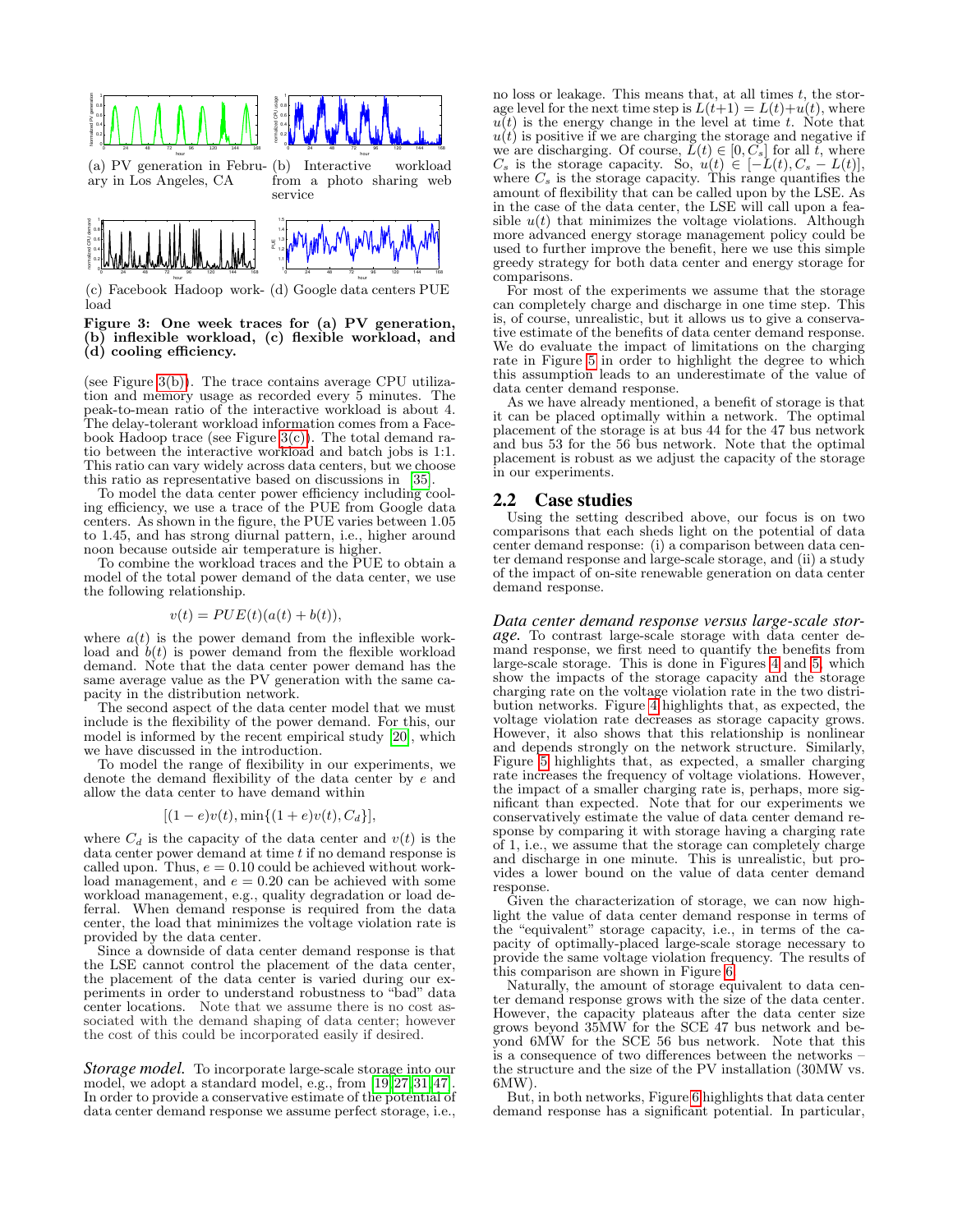(a) PV generation in February in Los Angeles, CA

(b) Interactive workload from a photo sharing web service

(c) Facebook Hadoop workload

(d) Google data centers PUE

**Figure 3: One week traces for (a) PV generation, (b) inflexible workload, (c) flexible workload, and (d) cooling efficiency.**

(see Figure 3(b)). The trace contains average CPU utilization and memory usage as recorded every 5 minutes. The peak-to-mean ratio of the interactive workload is about 4. The delay-tolerant workload information comes from a Facebook Hadoop trace (see Figure 3(c)). The total demand ratio between the interactive workload and batch jobs is 1:1. This ratio can vary widely across data centers, but we choose this ratio as representative based on discussions in [35].

To model the data center power efficiency including cooling efficiency, we use a trace of the PUE from Google data centers. As shown in the figure, the PUE varies between 1.05 to 1.45, and has strong diurnal pattern, i.e., higher around noon because outside air temperature is higher.

To combine the workload traces and the PUE to obtain a model of the total power demand of the data center, we use the following relationship.

$$v(t) = PUE(t)(a(t) + b(t)),$$

where $a(t)$ is the power demand from the inflexible workload and $b(t)$ is power demand from the flexible workload demand. Note that the data center power demand has the same average value as the PV generation with the same capacity in the distribution network.

The second aspect of the data center model that we must include is the flexibility of the power demand. For this, our model is informed by the recent empirical study [20], which we have discussed in the introduction.

To model the range of flexibility in our experiments, we denote the demand flexibility of the data center by $e$ and allow the data center to have demand within

$$[(1 - e)v(t), \min\{(1 + e)v(t), C_d\}],$$

where $C_d$ is the capacity of the data center and $v(t)$ is the data center power demand at time $t$ if no demand response is called upon. Thus, $e = 0.10$ could be achieved without workload management, and $e = 0.20$ can be achieved with some workload management, e.g., quality degradation or load deferral. When demand response is required from the data center, the load that minimizes the voltage violation rate is provided by the data center.

Since a downside of data center demand response is that the LSE cannot control the placement of the data center, the placement of the data center is varied during our experiments in order to understand robustness to "bad" data center locations. Note that we assume there is no cost associated with the demand shaping of data center; however the cost of this could be incorporated easily if desired.

*Storage model.* To incorporate large-scale storage into our model, we adopt a standard model, e.g., from [19, 27, 31, 47]. In order to provide a conservative estimate of the potential of data center demand response we assume perfect storage, i.e., no loss or leakage. This means that, at all times $t$, the storage level for the next time step is $L(t+1) = L(t)+u(t)$, where $u(t)$ is the energy change in the level at time $t$. Note that $u(t)$ is positive if we are charging the storage and negative if we are discharging. Of course, $L(t) \in [0, C_s]$ for all $t$, where $C_s$ is the storage capacity. So, $u(t) \in [-L(t), C_s - L(t)]$, where $C_s$ is the storage capacity. This range quantifies the amount of flexibility that can be called upon by the LSE. As in the case of the data center, the LSE will call upon a feasible $u(t)$ that minimizes the voltage violations. Although more advanced energy storage management policy could be used to further improve the benefit, here we use this simple greedy strategy for both data center and energy storage for comparisons.

For most of the experiments we assume that the storage can completely charge and discharge in one time step. This is, of course, unrealistic, but it allows us to give a conservative estimate of the benefits of data center demand response. We do evaluate the impact of limitations on the charging rate in Figure 5 in order to highlight the degree to which this assumption leads to an underestimate of the value of data center demand response.

As we have already mentioned, a benefit of storage is that it can be placed optimally within a network. The optimal placement of the storage is at bus 44 for the 47 bus network and bus 53 for the 56 bus network. Note that the optimal placement is robust as we adjust the capacity of the storage in our experiments.

## 2.2 Case studies

Using the setting described above, our focus is on two comparisons that each sheds light on the potential of data center demand response: (i) a comparison between data center demand response and large-scale storage, and (ii) a study of the impact of on-site renewable generation on data center demand response.

***Data center demand response versus large-scale storage.*** To contrast large-scale storage with data center demand response, we first need to quantify the benefits from large-scale storage. This is done in Figures 4 and 5, which show the impacts of the storage capacity and the storage charging rate on the voltage violation rate in the two distribution networks. Figure 4 highlights that, as expected, the voltage violation rate decreases as storage capacity grows. However, it also shows that this relationship is nonlinear and depends strongly on the network structure. Similarly, Figure 5 highlights that, as expected, a smaller charging rate increases the frequency of voltage violations. However, the impact of a smaller charging rate is, perhaps, more significant than expected. Note that for our experiments we conservatively estimate the value of data center demand response by comparing it with storage having a charging rate of 1, i.e., we assume that the storage can completely charge and discharge in one minute. This is unrealistic, but provides a lower bound on the value of data center demand response.

Given the characterization of storage, we can now highlight the value of data center demand response in terms of the "equivalent" storage capacity, i.e., in terms of the capacity of optimally-placed large-scale storage necessary to provide the same voltage violation frequency. The results of this comparison are shown in Figure 6.

Naturally, the amount of storage equivalent to data center demand response grows with the size of the data center. However, the capacity plateaus after the data center size grows beyond 35MW for the SCE 47 bus network and beyond 6MW for the SCE 56 bus network. Note that this is a consequence of two differences between the networks – the structure and the size of the PV installation (30MW vs. 6MW).

But, in both networks, Figure 6 highlights that data center demand response has a significant potential. In particular,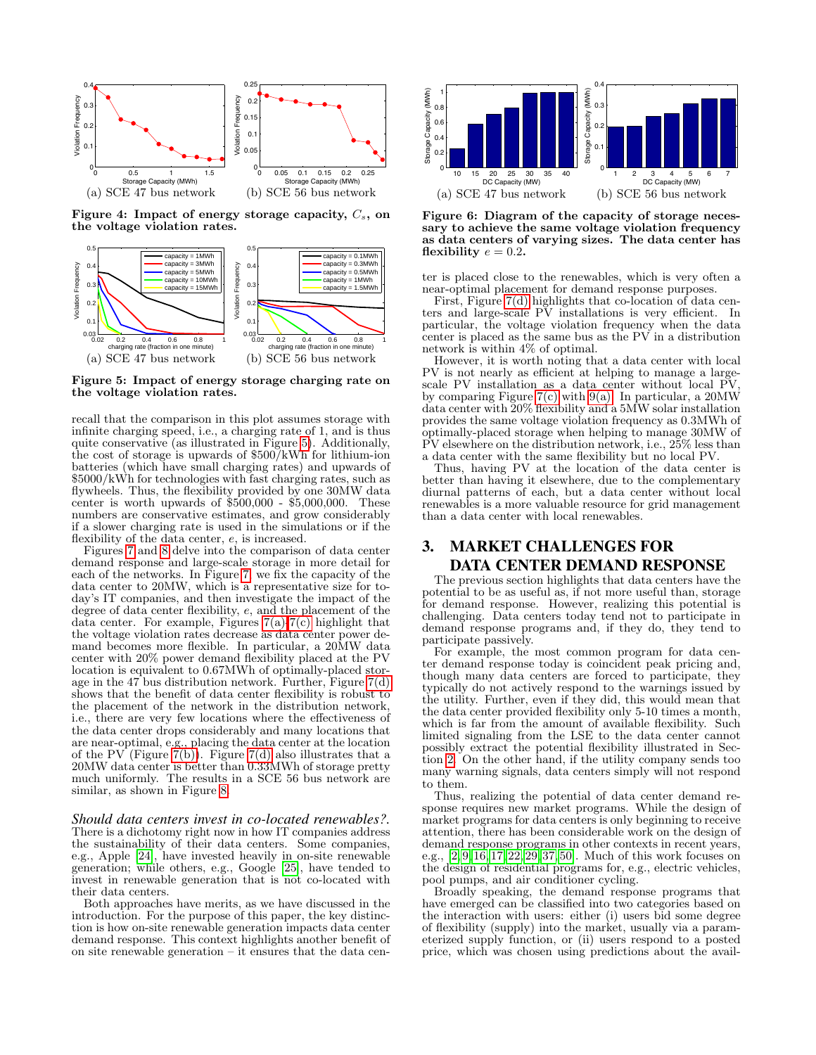0.4
0.3
0.2
0.1
0
Violation Frequency
0 0.5 1 1.5
Storage Capacity (MWh)

(a) SCE 47 bus network

0.25
0.2
0.15
0.1
0.05
0
Violation Frequency
0 0.05 0.1 0.15 0.2 0.25
Storage Capacity (MWh)

(b) SCE 56 bus network

**Figure 4: Impact of energy storage capacity, $C_s$, on the voltage violation rates.**

0.5
0.4
0.3
0.2
0.1
0.03
Violation Frequency
0.02 0.2 0.4 0.6 0.8 1
charging rate (fraction in one minute)
capacity = 1MWh
capacity = 3MWh
capacity = 5MWh
capacity = 10MWh
capacity = 15MWh

(a) SCE 47 bus network

0.5
0.4
0.3
0.2
0.1
0.03
Violation Frequency
0.02 0.2 0.4 0.6 0.8 1
charging rate (fraction in one minute)
capacity = 0.1MWh
capacity = 0.3MWh
capacity = 0.5MWh
capacity = 1MWh
capacity = 1.5MWh

(b) SCE 56 bus network

**Figure 5: Impact of energy storage charging rate on the voltage violation rates.**

recall that the comparison in this plot assumes storage with infinite charging speed, i.e., a charging rate of 1, and is thus quite conservative (as illustrated in Figure 5). Additionally, the cost of storage is upwards of $500/kWh for lithium-ion batteries (which have small charging rates) and upwards of $5000/kWh for technologies with fast charging rates, such as flywheels. Thus, the flexibility provided by one 30MW data center is worth upwards of $500,000 - $5,000,000. These numbers are conservative estimates, and grow considerably if a slower charging rate is used in the simulations or if the flexibility of the data center, $e$, is increased.

Figures 7 and 8 delve into the comparison of data center demand response and large-scale storage in more detail for each of the networks. In Figure 7, we fix the capacity of the data center to 20MW, which is a representative size for today's IT companies, and then investigate the impact of the degree of data center flexibility, $e$, and the placement of the data center. For example, Figures 7(a)-7(c) highlight that the voltage violation rates decrease as data center power demand becomes more flexible. In particular, a 20MW data center with 20% power demand flexibility placed at the PV location is equivalent to 0.67MWh of optimally-placed storage in the 47 bus distribution network. Further, Figure 7(d) shows that the benefit of data center flexibility is robust to the placement of the network in the distribution network, i.e., there are very few locations where the effectiveness of the data center drops considerably and many locations that are near-optimal, e.g., placing the data center at the location of the PV (Figure 7(b)). Figure 7(d) also illustrates that a 20MW data center is better than 0.33MWh of storage pretty much uniformly. The results in a SCE 56 bus network are similar, as shown in Figure 8.

*Should data centers invest in co-located renewables?.* There is a dichotomy right now in how IT companies address the sustainability of their data centers. Some companies, e.g., Apple [24], have invested heavily in on-site renewable generation; while others, e.g., Google [25], have tended to invest in renewable generation that is not co-located with their data centers.

Both approaches have merits, as we have discussed in the introduction. For the purpose of this paper, the key distinction is how on-site renewable generation impacts data center demand response. This context highlights another benefit of on site renewable generation – it ensures that the data center is placed close to the renewables, which is very often a near-optimal placement for demand response purposes.

First, Figure 7(d) highlights that co-location of data centers and large-scale PV installations is very efficient. In particular, the voltage violation frequency when the data center is placed as the same bus as the PV in a distribution network is within 4% of optimal.

However, it is worth noting that a data center with local PV is not nearly as efficient at helping to manage a large-scale PV installation as a data center without local PV, by comparing Figure 7(c) with 9(a). In particular, a 20MW data center with 20% flexibility and a 5MW solar installation provides the same voltage violation frequency as 0.3MWh of optimally-placed storage when helping to manage 30MW of PV elsewhere on the distribution network, i.e., 25% less than a data center with the same flexibility but no local PV.

Thus, having PV at the location of the data center is better than having it elsewhere, due to the complementary diurnal patterns of each, but a data center without local renewables is a more valuable resource for grid management than a data center with local renewables.

1
0.8
0.6
0.4
0.2
0
Storage Capacity (MWh)
10 15 20 25 30 35 40
DC Capacity (MW)

(a) SCE 47 bus network

0.4
0.3
0.2
0.1
0
Storage Capacity (MWh)
1 2 3 4 5 6 7
DC Capacity (MW)

(b) SCE 56 bus network

**Figure 6: Diagram of the capacity of storage necessary to achieve the same voltage violation frequency as data centers of varying sizes. The data center has flexibility $e = 0.2$.**

## 3. MARKET CHALLENGES FOR DATA CENTER DEMAND RESPONSE

The previous section highlights that data centers have the potential to be as useful as, if not more useful than, storage for demand response. However, realizing this potential is challenging. Data centers today tend not to participate in demand response programs and, if they do, they tend to participate passively.

For example, the most common program for data center demand response today is coincident peak pricing and, though many data centers are forced to participate, they typically do not actively respond to the warnings issued by the utility. Further, even if they did, this would mean that the data center provided flexibility only 5-10 times a month, which is far from the amount of available flexibility. Such limited signaling from the LSE to the data center cannot possibly extract the potential flexibility illustrated in Section 2. On the other hand, if the utility company sends too many warning signals, data centers simply will not respond to them.

Thus, realizing the potential of data center demand response requires new market programs. While the design of market programs for data centers is only beginning to receive attention, there has been considerable work on the design of demand response programs in other contexts in recent years, e.g., [2, 9, 16, 17, 22, 29, 37, 50]. Much of this work focuses on the design of residential programs for, e.g., electric vehicles, pool pumps, and air conditioner cycling.

Broadly speaking, the demand response programs that have emerged can be classified into two categories based on the interaction with users: either (i) users bid some degree of flexibility (supply) into the market, usually via a parameterized supply function, or (ii) users respond to a posted price, which was chosen using predictions about the avail-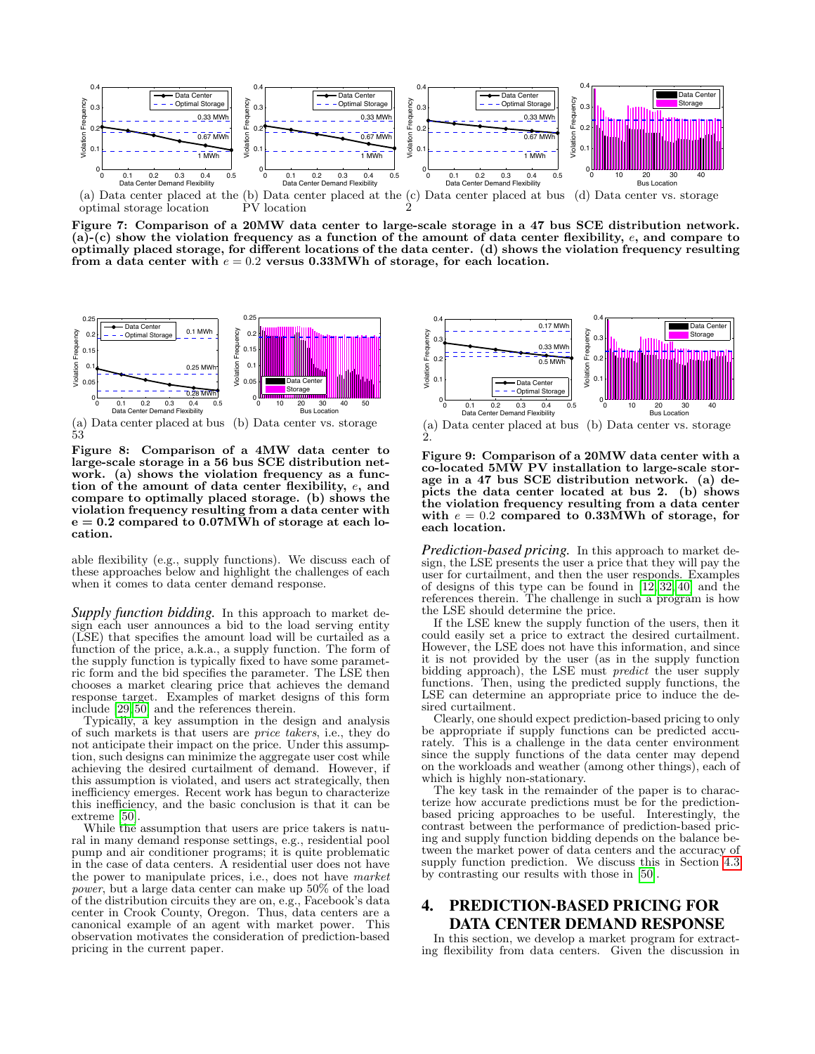0.4
Data Center
Optimal Storage
0.33 MWh
0.67 MWh
1 MWh
Violation Frequency
Data Center Demand Flexibility

(a) Data center placed at the optimal storage location

0.4
Data Center
Optimal Storage
0.33 MWh
0.67 MWh
1 MWh
Violation Frequency
Data Center Demand Flexibility

(b) Data center placed at the PV location

0.4
Data Center
Optimal Storage
0.33 MWh
0.67 MWh
1 MWh
Violation Frequency
Data Center Demand Flexibility

(c) Data center placed at bus 2

0.4
Data Center
Storage
Violation Frequency
Bus Location

(d) Data center vs. storage

**Figure 7: Comparison of a 20MW data center to large-scale storage in a 47 bus SCE distribution network. (a)-(c) show the violation frequency as a function of the amount of data center flexibility, $e$, and compare to optimally placed storage, for different locations of the data center. (d) shows the violation frequency resulting from a data center with $e = 0.2$ versus 0.33MWh of storage, for each location.**

Data Center
Optimal Storage
0.1 MWh
0.25 MWh
0.28 MWh
Violation Frequency
Data Center Demand Flexibility

(a) Data center placed at bus 53

Data Center
Storage
Violation Frequency
Bus Location

(b) Data center vs. storage

**Figure 8: Comparison of a 4MW data center to large-scale storage in a 56 bus SCE distribution network. (a) shows the violation frequency as a function of the amount of data center flexibility, $e$, and compare to optimally placed storage. (b) shows the violation frequency resulting from a data center with $e = 0.2$ compared to 0.07MWh of storage at each location.**

0.17 MWh
0.33 MWh
0.5 MWh
Data Center
Optimal Storage
Violation Frequency
Data Center Demand Flexibility

(a) Data center placed at bus 2.

Data Center
Storage
Violation Frequency
Bus Location

(b) Data center vs. storage

**Figure 9: Comparison of a 20MW data center with a co-located 5MW PV installation to large-scale storage in a 47 bus SCE distribution network. (a) depicts the data center located at bus 2. (b) shows the violation frequency resulting from a data center with $e = 0.2$ compared to 0.33MWh of storage, for each location.**

able flexibility (e.g., supply functions). We discuss each of these approaches below and highlight the challenges of each when it comes to data center demand response.

*Supply function bidding.* In this approach to market design each user announces a bid to the load serving entity (LSE) that specifies the amount load will be curtailed as a function of the price, a.k.a., a supply function. The form of the supply function is typically fixed to have some parametric form and the bid specifies the parameter. The LSE then chooses a market clearing price that achieves the demand response target. Examples of market designs of this form include [29, 50] and the references therein.

Typically, a key assumption in the design and analysis of such markets is that users are *price takers*, i.e., they do not anticipate their impact on the price. Under this assumption, such designs can minimize the aggregate user cost while achieving the desired curtailment of demand. However, if this assumption is violated, and users act strategically, then inefficiency emerges. Recent work has begun to characterize this inefficiency, and the basic conclusion is that it can be extreme [50].

While the assumption that users are price takers is natural in many demand response settings, e.g., residential pool pump and air conditioner programs; it is quite problematic in the case of data centers. A residential user does not have the power to manipulate prices, i.e., does not have *market power*, but a large data center can make up 50% of the load of the distribution circuits they are on, e.g., Facebook's data center in Crook County, Oregon. Thus, data centers are a canonical example of an agent with market power. This observation motivates the consideration of prediction-based pricing in the current paper.

*Prediction-based pricing.* In this approach to market design, the LSE presents the user a price that they will pay the user for curtailment, and then the user responds. Examples of designs of this type can be found in [12, 32, 40] and the references therein. The challenge in such a program is how the LSE should determine the price.

If the LSE knew the supply function of the users, then it could easily set a price to extract the desired curtailment. However, the LSE does not have this information, and since it is not provided by the user (as in the supply function bidding approach), the LSE must *predict* the user supply functions. Then, using the predicted supply functions, the LSE can determine an appropriate price to induce the desired curtailment.

Clearly, one should expect prediction-based pricing to only be appropriate if supply functions can be predicted accurately. This is a challenge in the data center environment since the supply functions of the data center may depend on the workloads and weather (among other things), each of which is highly non-stationary.

The key task in the remainder of the paper is to characterize how accurate predictions must be for the prediction-based pricing approaches to be useful. Interestingly, the contrast between the performance of prediction-based pricing and supply function bidding depends on the balance between the market power of data centers and the accuracy of supply function prediction. We discuss this in Section 4.3 by contrasting our results with those in [50].

# 4. PREDICTION-BASED PRICING FOR DATA CENTER DEMAND RESPONSE

In this section, we develop a market program for extracting flexibility from data centers. Given the discussion in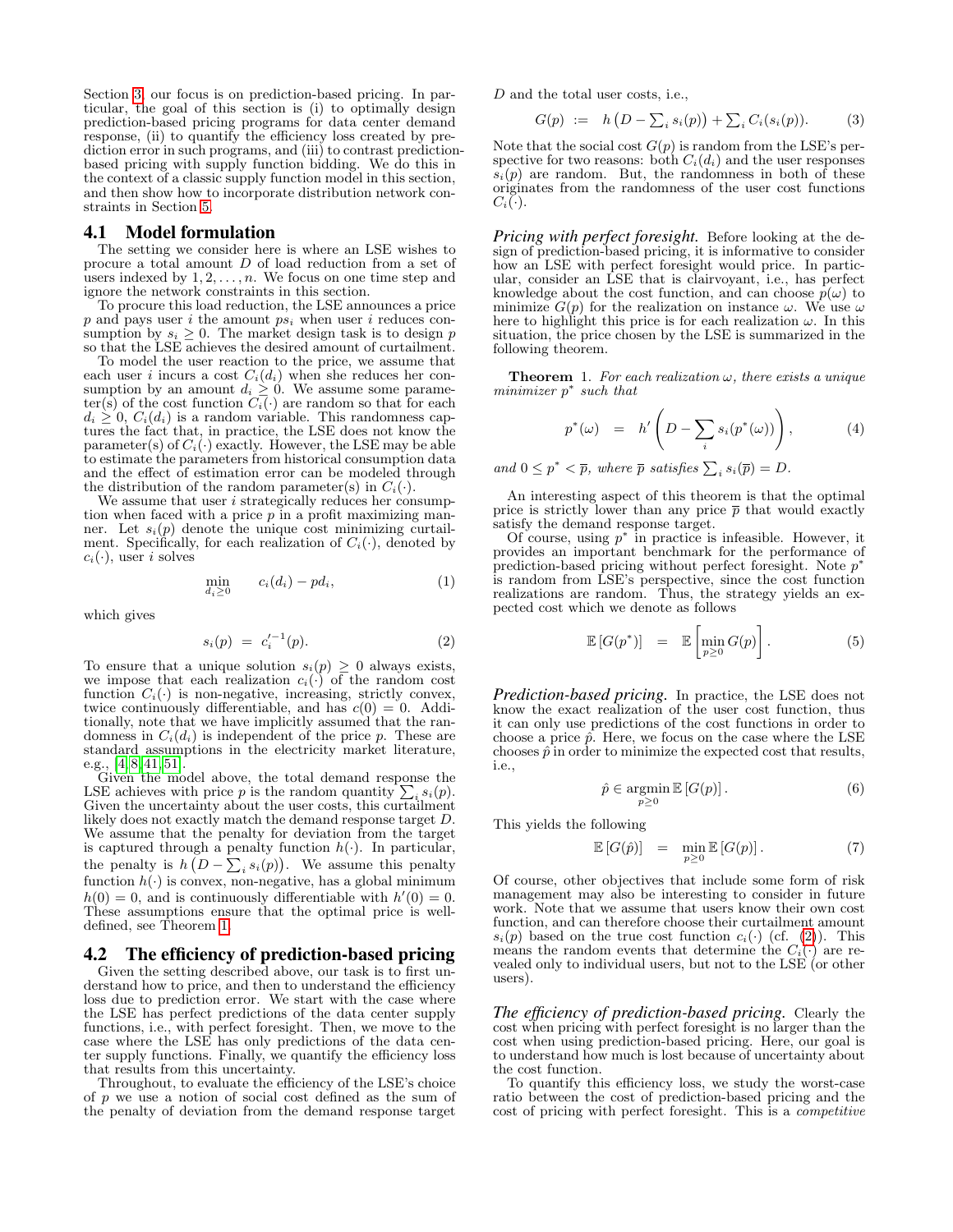Section 3, our focus is on prediction-based pricing. In particular, the goal of this section is (i) to optimally design prediction-based pricing programs for data center demand response, (ii) to quantify the efficiency loss created by prediction error in such programs, and (iii) to contrast prediction-based pricing with supply function bidding. We do this in the context of a classic supply function model in this section, and then show how to incorporate distribution network constraints in Section 5.

## 4.1 Model formulation

The setting we consider here is where an LSE wishes to procure a total amount $D$ of load reduction from a set of users indexed by $1, 2, \ldots, n$. We focus on one time step and ignore the network constraints in this section.

To procure this load reduction, the LSE announces a price $p$ and pays user $i$ the amount $ps_i$ when user $i$ reduces consumption by $s_i \geq 0$. The market design task is to design $p$ so that the LSE achieves the desired amount of curtailment.

To model the user reaction to the price, we assume that each user $i$ incurs a cost $C_i(d_i)$ when she reduces her consumption by an amount $d_i \geq 0$. We assume some parameter(s) of the cost function $C_i(\cdot)$ are random so that for each $d_i \geq 0$, $C_i(d_i)$ is a random variable. This randomness captures the fact that, in practice, the LSE does not know the parameter(s) of $C_i(\cdot)$ exactly. However, the LSE may be able to estimate the parameters from historical consumption data and the effect of estimation error can be modeled through the distribution of the random parameter(s) in $C_i(\cdot)$.

We assume that user $i$ strategically reduces her consumption when faced with a price $p$ in a profit maximizing manner. Let $s_i(p)$ denote the unique cost minimizing curtailment. Specifically, for each realization of $C_i(\cdot)$, denoted by $c_i(\cdot)$, user $i$ solves

$$\min_{d_i \geq 0} \qquad c_i(d_i) - pd_i, \tag{1}$$

which gives

$$s_i(p) \;=\; c_i'^{-1}(p). \tag{2}$$

To ensure that a unique solution $s_i(p) \geq 0$ always exists, we impose that each realization $c_i(\cdot)$ of the random cost function $C_i(\cdot)$ is non-negative, increasing, strictly convex, twice continuously differentiable, and has $c(0) = 0$. Additionally, note that we have implicitly assumed that the randomness in $C_i(d_i)$ is independent of the price $p$. These are standard assumptions in the electricity market literature, e.g., [4, 8, 41, 51].

Given the model above, the total demand response the LSE achieves with price $p$ is the random quantity $\sum_i s_i(p)$. Given the uncertainty about the user costs, this curtailment likely does not exactly match the demand response target $D$. We assume that the penalty for deviation from the target is captured through a penalty function $h(\cdot)$. In particular, the penalty is $h\left(D - \sum_i s_i(p)\right)$. We assume this penalty function $h(\cdot)$ is convex, non-negative, has a global minimum $h(0) = 0$, and is continuously differentiable with $h'(0) = 0$. These assumptions ensure that the optimal price is well-defined, see Theorem 1.

## 4.2 The efficiency of prediction-based pricing

Given the setting described above, our task is to first understand how to price, and then to understand the efficiency loss due to prediction error. We start with the case where the LSE has perfect predictions of the data center supply functions, i.e., with perfect foresight. Then, we move to the case where the LSE has only predictions of the data center supply functions. Finally, we quantify the efficiency loss that results from this uncertainty.

Throughout, to evaluate the efficiency of the LSE's choice of $p$ we use a notion of social cost defined as the sum of the penalty of deviation from the demand response target $D$ and the total user costs, i.e.,

$$G(p) \;:=\; h\left(D - \textstyle\sum_i s_i(p)\right) + \textstyle\sum_i C_i(s_i(p)). \tag{3}$$

Note that the social cost $G(p)$ is random from the LSE's perspective for two reasons: both $C_i(d_i)$ and the user responses $s_i(p)$ are random. But, the randomness in both of these originates from the randomness of the user cost functions $C_i(\cdot)$.

***Pricing with perfect foresight.*** Before looking at the design of prediction-based pricing, it is informative to consider how an LSE with perfect foresight would price. In particular, consider an LSE that is clairvoyant, i.e., has perfect knowledge about the cost function, and can choose $p(\omega)$ to minimize $G(p)$ for the realization on instance $\omega$. We use $\omega$ here to highlight this price is for each realization $\omega$. In this situation, the price chosen by the LSE is summarized in the following theorem.

**Theorem 1.** *For each realization $\omega$, there exists a unique minimizer $p^*$ such that*

$$p^*(\omega) \;=\; h'\left(D - \sum_i s_i(p^*(\omega))\right), \tag{4}$$

*and $0 \leq p^* < \overline{p}$, where $\overline{p}$ satisfies $\sum_i s_i(\overline{p}) = D$.*

An interesting aspect of this theorem is that the optimal price is strictly lower than any price $\overline{p}$ that would exactly satisfy the demand response target.

Of course, using $p^*$ in practice is infeasible. However, it provides an important benchmark for the performance of prediction-based pricing without perfect foresight. Note $p^*$ is random from LSE's perspective, since the cost function realizations are random. Thus, the strategy yields an expected cost which we denote as follows

$$\mathbb{E}\left[G(p^*)\right] \;=\; \mathbb{E}\left[\min_{p \geq 0} G(p)\right]. \tag{5}$$

***Prediction-based pricing.*** In practice, the LSE does not know the exact realization of the user cost function, thus it can only use predictions of the cost functions in order to choose a price $\hat{p}$. Here, we focus on the case where the LSE chooses $\hat{p}$ in order to minimize the expected cost that results, i.e.,

$$\hat{p} \in \operatorname*{argmin}_{p \geq 0} \mathbb{E}\left[G(p)\right]. \tag{6}$$

This yields the following

$$\mathbb{E}\left[G(\hat{p})\right] \;=\; \min_{p \geq 0} \mathbb{E}\left[G(p)\right]. \tag{7}$$

Of course, other objectives that include some form of risk management may also be interesting to consider in future work. Note that we assume that users know their own cost function, and can therefore choose their curtailment amount $s_i(p)$ based on the true cost function $c_i(\cdot)$ (cf. (2)). This means the random events that determine the $C_i(\cdot)$ are revealed only to individual users, but not to the LSE (or other users).

***The efficiency of prediction-based pricing.*** Clearly the cost when pricing with perfect foresight is no larger than the cost when using prediction-based pricing. Here, our goal is to understand how much is lost because of uncertainty about the cost function.

To quantify this efficiency loss, we study the worst-case ratio between the cost of prediction-based pricing and the cost of pricing with perfect foresight. This is a *competitive*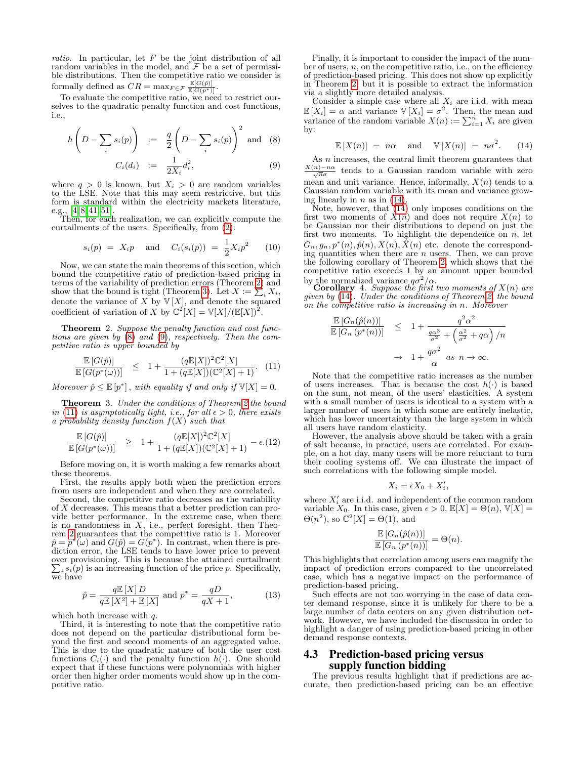*ratio*. In particular, let $F$ be the joint distribution of all random variables in the model, and $\mathcal{F}$ be a set of permissible distributions. Then the competitive ratio we consider is formally defined as $CR = \max_{F\in\mathcal{F}} \frac{\mathbb{E}[G(\hat{p})]}{\mathbb{E}[G(p^*)]}$.

To evaluate the competitive ratio, we need to restrict ourselves to the quadratic penalty function and cost functions, i.e.,

$$h\left(D - \sum_i s_i(p)\right) \;:=\; \frac{q}{2}\left(D - \sum_i s_i(p)\right)^2 \text{ and } \quad (8)$$

$$C_i(d_i) \;:=\; \frac{1}{2X_i} d_i^2, \quad (9)$$

where $q > 0$ is known, but $X_i > 0$ are random variables to the LSE. Note that this may seem restrictive, but this form is standard within the electricity markets literature, e.g., [4, 8, 41, 51].

Then, for each realization, we can explicitly compute the curtailments of the users. Specifically, from (2):

$$s_i(p) \;=\; X_i p \quad \text{and} \quad C_i(s_i(p)) \;=\; \frac{1}{2}X_i p^2 \quad (10)$$

Now, we can state the main theorems of this section, which bound the competitive ratio of prediction-based pricing in terms of the variability of prediction errors (Theorem 2) and show that the bound is tight (Theorem 3). Let $X := \sum_i X_i$, denote the variance of $X$ by $\mathbb{V}[X]$, and denote the squared coefficient of variation of $X$ by $\mathbb{C}^2[X] = \mathbb{V}[X]/(\mathbb{E}[X])^2$.

**Theorem** 2. *Suppose the penalty function and cost functions are given by (8) and (9), respectively. Then the competitive ratio is upper bounded by*

$$\frac{\mathbb{E}[G(\hat{p})]}{\mathbb{E}[G(p^*(\omega))]} \;\le\; 1 + \frac{(q\mathbb{E}[X])^2\mathbb{C}^2[X]}{1 + (q\mathbb{E}[X])(\mathbb{C}^2[X]+1)}. \quad (11)$$

*Moreover* $\hat{p} \le \mathbb{E}[p^*]$, *with equality if and only if* $\mathbb{V}[X] = 0$.

**Theorem** 3. *Under the conditions of Theorem 2 the bound in (11) is asymptotically tight, i.e., for all $\epsilon > 0$, there exists a probability density function $f(X)$ such that*

$$\frac{\mathbb{E}[G(\hat{p})]}{\mathbb{E}[G(p^*(\omega))]} \;\ge\; 1 + \frac{(q\mathbb{E}[X])^2\mathbb{C}^2[X]}{1 + (q\mathbb{E}[X])(\mathbb{C}^2[X]+1)} - \epsilon. \quad (12)$$

Before moving on, it is worth making a few remarks about these theorems.

First, the results apply both when the prediction errors from users are independent and when they are correlated.

Second, the competitive ratio decreases as the variability of $X$ decreases. This means that a better prediction can provide better performance. In the extreme case, when there is no randomness in $X$, i.e., perfect foresight, then Theorem 2 guarantees that the competitive ratio is 1. Moreover $\hat{p} = p^*(\omega)$ and $G(\hat{p}) = G(p^*)$. In contrast, when there is prediction error, the LSE tends to have lower price to prevent over provisioning. This is because the attained curtailment $\sum_i s_i(p)$ is an increasing function of the price $p$. Specifically, we have

$$\hat{p} = \frac{q\mathbb{E}[X]D}{q\mathbb{E}[X^2] + \mathbb{E}[X]} \text{ and } p^* = \frac{qD}{qX+1}, \quad (13)$$

which both increase with $q$.

Third, it is interesting to note that the competitive ratio does not depend on the particular distributional form beyond the first and second moments of an aggregated value. This is due to the quadratic nature of both the user cost functions $C_i(\cdot)$ and the penalty function $h(\cdot)$. One should expect that if these functions were polynomials with higher order then higher order moments would show up in the competitive ratio.

Finally, it is important to consider the impact of the number of users, $n$, on the competitive ratio, i.e., on the efficiency of prediction-based pricing. This does not show up explicitly in Theorem 2, but it is possible to extract the information via a slightly more detailed analysis.

Consider a simple case where all $X_i$ are i.i.d. with mean $\mathbb{E}[X_i] = \alpha$ and variance $\mathbb{V}[X_i] = \sigma^2$. Then, the mean and variance of the random variable $X(n) := \sum_{i=1}^n X_i$ are given by:

$$\mathbb{E}[X(n)] \;=\; n\alpha \quad \text{and} \quad \mathbb{V}[X(n)] \;=\; n\sigma^2. \quad (14)$$

As $n$ increases, the central limit theorem guarantees that $\frac{X(n)-n\alpha}{\sqrt{n}\sigma}$ tends to a Gaussian random variable with zero mean and unit variance. Hence, informally, $X(n)$ tends to a Gaussian random variable with its mean and variance growing linearly in $n$ as in (14).

Note, however, that (14) only imposes conditions on the first two moments of $X(n)$ and does not require $X(n)$ to be Gaussian nor their distributions to depend on just the first two moments. To highlight the dependence on $n$, let $G_n, g_n, p^*(n), \hat{p}(n), X(n), \hat{X}(n)$ etc. denote the corresponding quantities when there are $n$ users. Then, we can prove the following corollary of Theorem 2, which shows that the competitive ratio exceeds 1 by an amount upper bounded by the normalized variance $q\sigma^2/\alpha$.

**Corollary** 4. *Suppose the first two moments of $X(n)$ are given by (14). Under the conditions of Theorem 2, the bound on the competitive ratio is increasing in $n$. Moreover*

$$\frac{\mathbb{E}[G_n(\hat{p}(n))]}{\mathbb{E}[G_n(p^*(n))]} \;\le\; 1 + \frac{q^2\alpha^2}{\frac{q\alpha^3}{\sigma^2} + \left(\frac{\alpha^2}{\sigma^2} + q\alpha\right)/n}$$

$$\to\; 1 + \frac{q\sigma^2}{\alpha} \text{ as } n \to \infty.$$

Note that the competitive ratio increases as the number of users increases. That is because the cost $h(\cdot)$ is based on the sum, not mean, of the users' elasticities. A system with a small number of users is identical to a system with a larger number of users in which some are entirely inelastic, which has lower uncertainty than the large system in which all users have random elasticity.

However, the analysis above should be taken with a grain of salt because, in practice, users are correlated. For example, on a hot day, many users will be more reluctant to turn their cooling systems off. We can illustrate the impact of such correlations with the following simple model.

$$X_i = \epsilon X_0 + X_i',$$

where $X_i'$ are i.i.d. and independent of the common random variable $X_0$. In this case, given $\epsilon > 0$, $\mathbb{E}[X] = \Theta(n)$, $\mathbb{V}[X] = \Theta(n^2)$, so $\mathbb{C}^2[X] = \Theta(1)$, and

$$\frac{\mathbb{E}[G_n(\hat{p}(n))]}{\mathbb{E}[G_n(p^*(n))]} = \Theta(n).$$

This highlights that correlation among users can magnify the impact of prediction errors compared to the uncorrelated case, which has a negative impact on the performance of prediction-based pricing.

Such effects are not too worrying in the case of data center demand response, since it is unlikely for there to be a large number of data centers on any given distribution network. However, we have included the discussion in order to highlight a danger of using prediction-based pricing in other demand response contexts.

## 4.3 Prediction-based pricing versus supply function bidding

The previous results highlight that if predictions are accurate, then prediction-based pricing can be an effective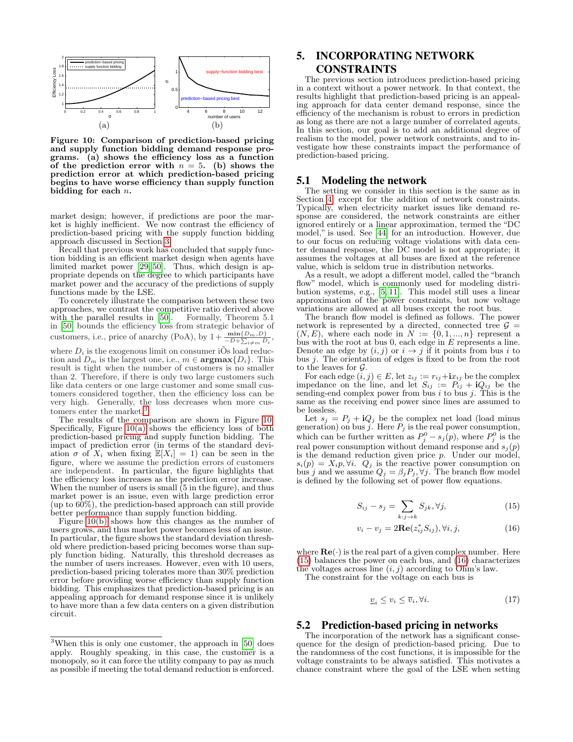Figure 10: Comparison of prediction-based pricing and supply function bidding demand response programs. (a) shows the efficiency loss as a function of the prediction error with $n = 5$. (b) shows the prediction error at which prediction-based pricing begins to have worse efficiency than supply function bidding for each $n$.

market design; however, if predictions are poor the market is highly inefficient. We now contrast the efficiency of prediction-based pricing with the supply function bidding approach discussed in Section 3.

Recall that previous work has concluded that supply function bidding is an efficient market design when agents have limited market power [29, 50]. Thus, which design is appropriate depends on the degree to which participants have market power and the accuracy of the predictions of supply functions made by the LSE.

To concretely illustrate the comparison between these two approaches, we contrast the competitive ratio derived above with the parallel results in [50]. Formally, Theorem 5.1 in [50] bounds the efficiency loss from strategic behavior of customers, i.e., price of anarchy (PoA), by $1 + \frac{\min\{D_m, D\}}{-D + \sum_{i \neq m} D_i}$, where $D_i$ is the exogenous limit on consumer iÕs load reduction and $D_m$ is the largest one, i.e., $m \in \mathbf{argmax}\{D_i\}$. This result is tight when the number of customers is no smaller than 2. Therefore, if there is only two large customers such like data centers or one large customer and some small customers considered together, then the efficiency loss can be very high. Generally, the loss decreases when more customers enter the market.[3]

The results of the comparison are shown in Figure 10. Specifically, Figure 10(a) shows the efficiency loss of both prediction-based pricing and supply function bidding. The impact of prediction error (in terms of the standard deviation $\sigma$ of $X_i$ when fixing $\mathbb{E}[X_i] = 1$) can be seen in the figure, where we assume the prediction errors of customers are independent. In particular, the figure highlights that the efficiency loss increases as the prediction error increase. When the number of users is small (5 in the figure), and thus market power is an issue, even with large prediction error (up to 60%), the prediction-based approach can still provide better performance than supply function bidding.

Figure 10(b) shows how this changes as the number of users grows, and thus market power becomes less of an issue. In particular, the figure shows the standard deviation threshold where prediction-based pricing becomes worse than supply function biding. Naturally, this threshold decreases as the number of users increases. However, even with 10 users, prediction-based pricing tolerates more than 30% prediction error before providing worse efficiency than supply function bidding. This emphasizes that prediction-based pricing is an appealing approach for demand response since it is unlikely to have more than a few data centers on a given distribution circuit.

[3]When this is only one customer, the approach in [50] does apply. Roughly speaking, in this case, the customer is a monopoly, so it can force the utility company to pay as much as possible if meeting the total demand reduction is enforced.

# 5. INCORPORATING NETWORK CONSTRAINTS

The previous section introduces prediction-based pricing in a context without a power network. In that context, the results highlight that prediction-based pricing is an appealing approach for data center demand response, since the efficiency of the mechanism is robust to errors in prediction as long as there are not a large number of correlated agents. In this section, our goal is to add an additional degree of realism to the model, power network constraints, and to investigate how these constraints impact the performance of prediction-based pricing.

## 5.1 Modeling the network

The setting we consider in this section is the same as in Section 4, except for the addition of network constraints. Typically, when electricity market issues like demand response are considered, the network constraints are either ignored entirely or a linear approximation, termed the "DC model," is used. See [44] for an introduction. However, due to our focus on reducing voltage violations with data center demand response, the DC model is not appropriate; it assumes the voltages at all buses are fixed at the reference value, which is seldom true in distribution networks.

As a result, we adopt a different model, called the "branch flow" model, which is commonly used for modeling distribution systems, e.g., [5, 11]. This model still uses a linear approximation of the power constraints, but now voltage variations are allowed at all buses except the root bus.

The branch flow model is defined as follows. The power network is represented by a directed, connected tree $\mathcal{G} = (N, E)$, where each node in $N := \{0, 1, ..., n\}$ represent a bus with the root at bus 0, each edge in $E$ represents a line. Denote an edge by $(i, j)$ or $i \to j$ if it points from bus $i$ to bus $j$. The orientation of edges is fixed to be from the root to the leaves for $\mathcal{G}$.

For each edge $(i, j) \in E$, let $z_{ij} := r_{ij} + \mathbf{i}x_{ij}$ be the complex impedance on the line, and let $S_{ij} := P_{ij} + \mathbf{i}Q_{ij}$ be the sending-end complex power from bus $i$ to bus $j$. This is the same as the receiving end power since lines are assumed to be lossless.

Let $s_j = P_j + \mathbf{i}Q_j$ be the complex net load (load minus generation) on bus $j$. Here $P_j$ is the real power consumption, which can be further written as $P_j^0 - s_j(p)$, where $P_j^0$ is the real power consumption without demand response and $s_j(p)$ is the demand reduction given price $p$. Under our model, $s_i(p) = X_i p, \forall i$. $Q_j$ is the reactive power consumption on bus $j$ and we assume $Q_j = \beta_j P_j, \forall j$. The branch flow model is defined by the following set of power flow equations.

$$S_{ij} - s_j = \sum_{k: j \to k} S_{jk}, \forall j, \tag{15}$$

$$v_i - v_j = 2\mathbf{Re}(z_{ij}^* S_{ij}), \forall i, j, \tag{16}$$

where $\mathbf{Re}(\cdot)$ is the real part of a given complex number. Here (15) balances the power on each bus, and (16) characterizes the voltages across line $(i, j)$ according to Ohm's law.

The constraint for the voltage on each bus is

$$\underline{v}_i \leq v_i \leq \overline{v}_i, \forall i. \tag{17}$$

## 5.2 Prediction-based pricing in networks

The incorporation of the network has a significant consequence for the design of prediction-based pricing. Due to the randomness of the cost functions, it is impossible for the voltage constraints to be always satisfied. This motivates a chance constraint where the goal of the LSE when setting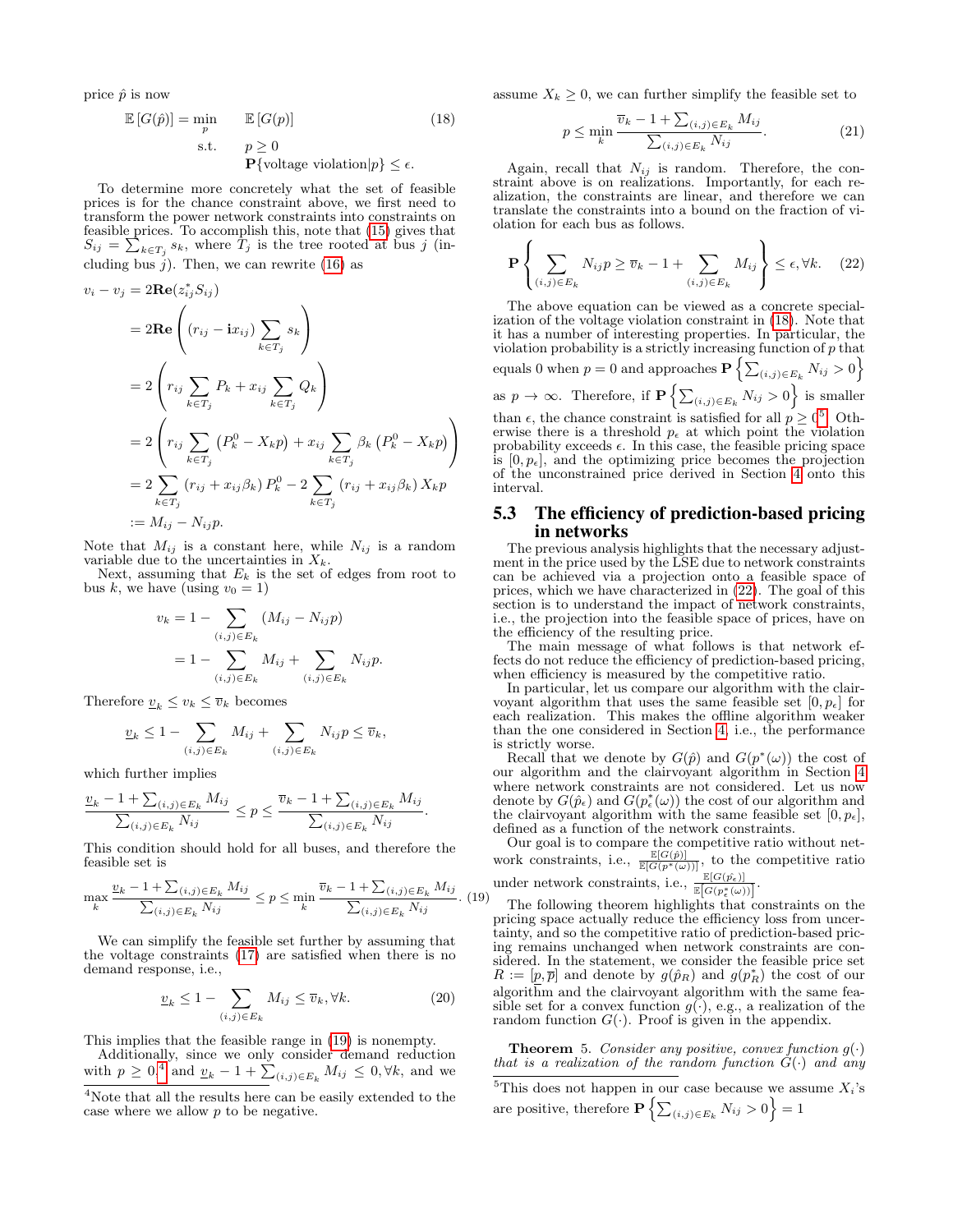price $\hat{p}$ is now

$$\mathbb{E}\left[G(\hat{p})\right] = \min_{p} \quad \mathbb{E}\left[G(p)\right] \qquad \text{s.t.} \quad p \geq 0, \quad \mathbf{P}\{\text{voltage violation}|p\} \leq \epsilon. \tag{18}$$

To determine more concretely what the set of feasible prices is for the chance constraint above, we first need to transform the power network constraints into constraints on feasible prices. To accomplish this, note that (15) gives that $S_{ij} = \sum_{k \in T_j} s_k$, where $T_j$ is the tree rooted at bus $j$ (including bus $j$). Then, we can rewrite (16) as

$$\begin{aligned}
v_i - v_j &= 2\mathbf{Re}(z_{ij}^* S_{ij}) \\
&= 2\mathbf{Re}\left( (r_{ij} - \mathbf{i}x_{ij}) \sum_{k \in T_j} s_k \right) \\
&= 2\left( r_{ij} \sum_{k \in T_j} P_k + x_{ij} \sum_{k \in T_j} Q_k \right) \\
&= 2\left( r_{ij} \sum_{k \in T_j} \left(P_k^0 - X_k p\right) + x_{ij} \sum_{k \in T_j} \beta_k \left(P_k^0 - X_k p\right) \right) \\
&= 2 \sum_{k \in T_j} \left(r_{ij} + x_{ij}\beta_k\right) P_k^0 - 2 \sum_{k \in T_j} \left(r_{ij} + x_{ij}\beta_k\right) X_k p \\
&:= M_{ij} - N_{ij} p.
\end{aligned}$$

Note that $M_{ij}$ is a constant here, while $N_{ij}$ is a random variable due to the uncertainties in $X_k$.

Next, assuming that $E_k$ is the set of edges from root to bus $k$, we have (using $v_0 = 1$)

$$\begin{aligned}
v_k &= 1 - \sum_{(i,j) \in E_k} \left(M_{ij} - N_{ij} p\right) \\
&= 1 - \sum_{(i,j) \in E_k} M_{ij} + \sum_{(i,j) \in E_k} N_{ij} p.
\end{aligned}$$

Therefore $\underline{v}_k \leq v_k \leq \overline{v}_k$ becomes

$$\underline{v}_k \leq 1 - \sum_{(i,j) \in E_k} M_{ij} + \sum_{(i,j) \in E_k} N_{ij} p \leq \overline{v}_k,$$

which further implies

$$\frac{\underline{v}_k - 1 + \sum_{(i,j) \in E_k} M_{ij}}{\sum_{(i,j) \in E_k} N_{ij}} \leq p \leq \frac{\overline{v}_k - 1 + \sum_{(i,j) \in E_k} M_{ij}}{\sum_{(i,j) \in E_k} N_{ij}}.$$

This condition should hold for all buses, and therefore the feasible set is

$$\max_k \frac{\underline{v}_k - 1 + \sum_{(i,j) \in E_k} M_{ij}}{\sum_{(i,j) \in E_k} N_{ij}} \leq p \leq \min_k \frac{\overline{v}_k - 1 + \sum_{(i,j) \in E_k} M_{ij}}{\sum_{(i,j) \in E_k} N_{ij}}. \tag{19}$$

We can simplify the feasible set further by assuming that the voltage constraints (17) are satisfied when there is no demand response, i.e.,

$$\underline{v}_k \leq 1 - \sum_{(i,j) \in E_k} M_{ij} \leq \overline{v}_k, \forall k. \tag{20}$$

This implies that the feasible range in (19) is nonempty.

Additionally, since we only consider demand reduction with $p \geq 0$,[4] and $\underline{v}_k - 1 + \sum_{(i,j) \in E_k} M_{ij} \leq 0, \forall k$, and we assume $X_k \geq 0$, we can further simplify the feasible set to

$$p \leq \min_k \frac{\overline{v}_k - 1 + \sum_{(i,j) \in E_k} M_{ij}}{\sum_{(i,j) \in E_k} N_{ij}}. \tag{21}$$

Again, recall that $N_{ij}$ is random. Therefore, the constraint above is on realizations. Importantly, for each realization, the constraints are linear, and therefore we can translate the constraints into a bound on the fraction of violation for each bus as follows.

$$\mathbf{P}\left\{ \sum_{(i,j) \in E_k} N_{ij} p \geq \overline{v}_k - 1 + \sum_{(i,j) \in E_k} M_{ij} \right\} \leq \epsilon, \forall k. \tag{22}$$

The above equation can be viewed as a concrete specialization of the voltage violation constraint in (18). Note that it has a number of interesting properties. In particular, the violation probability is a strictly increasing function of $p$ that equals 0 when $p = 0$ and approaches $\mathbf{P}\left\{\sum_{(i,j) \in E_k} N_{ij} > 0\right\}$ as $p \to \infty$. Therefore, if $\mathbf{P}\left\{\sum_{(i,j) \in E_k} N_{ij} > 0\right\}$ is smaller than $\epsilon$, the chance constraint is satisfied for all $p \geq 0$[5]. Otherwise there is a threshold $p_\epsilon$ at which point the violation probability exceeds $\epsilon$. In this case, the feasible pricing space is $[0, p_\epsilon]$, and the optimizing price becomes the projection of the unconstrained price derived in Section 4 onto this interval.

[4] Note that all the results here can be easily extended to the case where we allow $p$ to be negative.

## 5.3 The efficiency of prediction-based pricing in networks

The previous analysis highlights that the necessary adjustment in the price used by the LSE due to network constraints can be achieved via a projection onto a feasible space of prices, which we have characterized in (22). The goal of this section is to understand the impact of network constraints, i.e., the projection into the feasible space of prices, have on the efficiency of the resulting price.

The main message of what follows is that network effects do not reduce the efficiency of prediction-based pricing, when efficiency is measured by the competitive ratio.

In particular, let us compare our algorithm with the clairvoyant algorithm that uses the same feasible set $[0, p_\epsilon]$ for each realization. This makes the offline algorithm weaker than the one considered in Section 4, i.e., the performance is strictly worse.

Recall that we denote by $G(\hat{p})$ and $G(p^*(\omega))$ the cost of our algorithm and the clairvoyant algorithm in Section 4 where network constraints are not considered. Let us now denote by $G(\hat{p}_\epsilon)$ and $G(p_\epsilon^*(\omega))$ the cost of our algorithm and the clairvoyant algorithm with the same feasible set $[0, p_\epsilon]$, defined as a function of the network constraints.

Our goal is to compare the competitive ratio without network constraints, i.e., $\frac{\mathbb{E}[G(\hat{p})]}{\mathbb{E}[G(p^*(\omega))]}$, to the competitive ratio under network constraints, i.e., $\frac{\mathbb{E}[G(\hat{p_\epsilon})]}{\mathbb{E}\left[G(p_\epsilon^*(\omega))\right]}$.

The following theorem highlights that constraints on the pricing space actually reduce the efficiency loss from uncertainty, and so the competitive ratio of prediction-based pricing remains unchanged when network constraints are considered. In the statement, we consider the feasible price set $R := [\underline{p}, \overline{p}]$ and denote by $g(\hat{p}_R)$ and $g(p_R^*)$ the cost of our algorithm and the clairvoyant algorithm with the same feasible set for a convex function $g(\cdot)$, e.g., a realization of the random function $G(\cdot)$. Proof is given in the appendix.

**Theorem** 5. *Consider any positive, convex function $g(\cdot)$ that is a realization of the random function $G(\cdot)$ and any*

[5] This does not happen in our case because we assume $X_i$'s are positive, therefore $\mathbf{P}\left\{\sum_{(i,j) \in E_k} N_{ij} > 0\right\} = 1$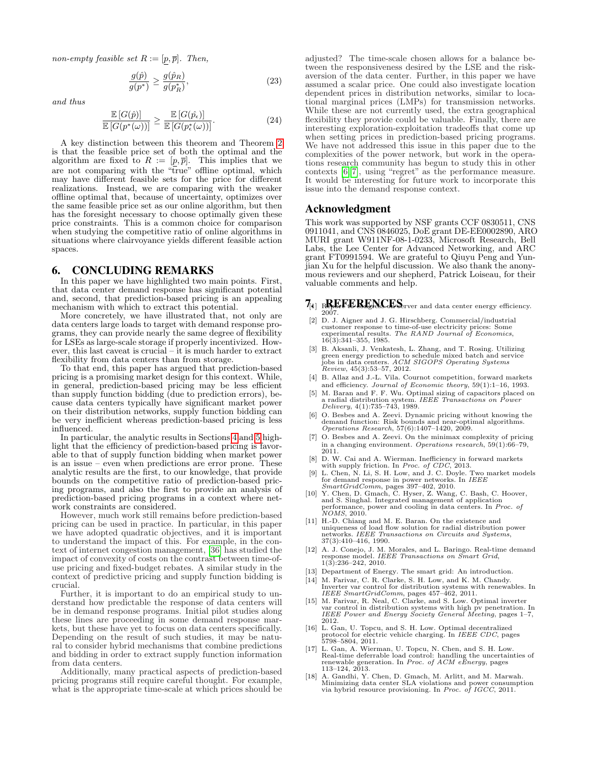*non-empty feasible set* $R := [\underline{p}, \overline{p}]$. *Then,*

$$\frac{g(\hat{p})}{g(p^*)} \geq \frac{g(\hat{p}_R)}{g(p_R^*)}, \tag{23}$$

*and thus*

$$\frac{\mathbb{E}\left[G(\hat{p})\right]}{\mathbb{E}\left[G(p^*(\omega))\right]} \geq \frac{\mathbb{E}\left[G(\hat{p_\epsilon})\right]}{\mathbb{E}\left[G(p_\epsilon^*(\omega))\right]}. \tag{24}$$

A key distinction between this theorem and Theorem 2 is that the feasible price set of both the optimal and the algorithm are fixed to $R := [\underline{p}, \overline{p}]$. This implies that we are not comparing with the "true" offline optimal, which may have different feasible sets for the price for different realizations. Instead, we are comparing with the weaker offline optimal that, because of uncertainty, optimizes over the same feasible price set as our online algorithm, but then has the foresight necessary to choose optimally given these price constraints. This is a common choice for comparison when studying the competitive ratio of online algorithms in situations where clairvoyance yields different feasible action spaces.

# 6. CONCLUDING REMARKS

In this paper we have highlighted two main points. First, that data center demand response has significant potential and, second, that prediction-based pricing is an appealing mechanism with which to extract this potential.

More concretely, we have illustrated that, not only are data centers large loads to target with demand response programs, they can provide nearly the same degree of flexibility for LSEs as large-scale storage if properly incentivized. However, this last caveat is crucial – it is much harder to extract flexibility from data centers than from storage.

To that end, this paper has argued that prediction-based pricing is a promising market design for this context. While, in general, prediction-based pricing may be less efficient than supply function bidding (due to prediction errors), because data centers typically have significant market power on their distribution networks, supply function bidding can be very inefficient whereas prediction-based pricing is less influenced.

In particular, the analytic results in Sections 4 and 5 highlight that the efficiency of prediction-based pricing is favorable to that of supply function bidding when market power is an issue – even when predictions are error prone. These analytic results are the first, to our knowledge, that provide bounds on the competitive ratio of prediction-based pricing programs, and also the first to provide an analysis of prediction-based pricing programs in a context where network constraints are considered.

However, much work still remains before prediction-based pricing can be used in practice. In particular, in this paper we have adopted quadratic objectives, and it is important to understand the impact of this. For example, in the context of internet congestion management, [36] has studied the impact of convexity of costs on the contrast between time-of-use pricing and fixed-budget rebates. A similar study in the context of predictive pricing and supply function bidding is crucial.

Further, it is important to do an empirical study to understand how predictable the response of data centers will be in demand response programs. Initial pilot studies along these lines are proceeding in some demand response markets, but these have yet to focus on data centers specifically. Depending on the result of such studies, it may be natural to consider hybrid mechanisms that combine predictions and bidding in order to extract supply function information from data centers.

Additionally, many practical aspects of prediction-based pricing programs still require careful thought. For example, what is the appropriate time-scale at which prices should be adjusted? The time-scale chosen allows for a balance between the responsiveness desired by the LSE and the risk-aversion of the data center. Further, in this paper we have assumed a scalar price. One could also investigate location dependent prices in distribution networks, similar to locational marginal prices (LMPs) for transmission networks. While these are not currently used, the extra geographical flexibility they provide could be valuable. Finally, there are interesting exploration-exploitation tradeoffs that come up when setting prices in prediction-based pricing programs. We have not addressed this issue in this paper due to the complexities of the power network, but work in the operations research community has begun to study this in other contexts [6, 7], using "regret" as the performance measure. It would be interesting for future work to incorporate this issue into the demand response context.

# Acknowledgment

This work was supported by NSF grants CCF 0830511, CNS 0911041, and CNS 0846025, DoE grant DE-EE0002890, ARO MURI grant W911NF-08-1-0233, Microsoft Research, Bell Labs, the Lee Center for Advanced Networking, and ARC grant FT0991594. We are grateful to Qiuyu Peng and Yunjian Xu for the helpful discussion. We also thank the anonymous reviewers and our shepherd, Patrick Loiseau, for their valuable comments and help.

# 7. REFERENCES

[1] Report to congress on server and data center energy efficiency. 2007.

[2] D. J. Aigner and J. G. Hirschberg. Commercial/industrial customer response to time-of-use electricity prices: Some experimental results. *The RAND Journal of Economics*, 16(3):341–355, 1985.

[3] B. Aksanli, J. Venkatesh, L. Zhang, and T. Rosing. Utilizing green energy prediction to schedule mixed batch and service jobs in data centers. *ACM SIGOPS Operating Systems Review*, 45(3):53–57, 2012.

[4] B. Allaz and J.-L. Vila. Cournot competition, forward markets and efficiency. *Journal of Economic theory*, 59(1):1–16, 1993.

[5] M. Baran and F. F. Wu. Optimal sizing of capacitors placed on a radial distribution system. *IEEE Transactions on Power Delivery*, 4(1):735–743, 1989.

[6] O. Besbes and A. Zeevi. Dynamic pricing without knowing the demand function: Risk bounds and near-optimal algorithms. *Operations Research*, 57(6):1407–1420, 2009.

[7] O. Besbes and A. Zeevi. On the minimax complexity of pricing in a changing environment. *Operations research*, 59(1):66–79, 2011.

[8] D. W. Cai and A. Wierman. Inefficiency in forward markets with supply friction. In *Proc. of CDC*, 2013.

[9] L. Chen, N. Li, S. H. Low, and J. C. Doyle. Two market models for demand response in power networks. In *IEEE SmartGridComm*, pages 397–402, 2010.

[10] Y. Chen, D. Gmach, C. Hyser, Z. Wang, C. Bash, C. Hoover, and S. Singhal. Integrated management of application performance, power and cooling in data centers. In *Proc. of NOMS*, 2010.

[11] H.-D. Chiang and M. E. Baran. On the existence and uniqueness of load flow solution for radial distribution power networks. *IEEE Transactions on Circuits and Systems*, 37(3):410–416, 1990.

[12] A. J. Conejo, J. M. Morales, and L. Baringo. Real-time demand response model. *IEEE Transactions on Smart Grid*, 1(3):236–242, 2010.

[13] Department of Energy. The smart grid: An introduction.

[14] M. Farivar, C. R. Clarke, S. H. Low, and K. M. Chandy. Inverter var control for distribution systems with renewables. In *IEEE SmartGridComm*, pages 457–462, 2011.

[15] M. Farivar, R. Neal, C. Clarke, and S. Low. Optimal inverter var control in distribution systems with high pv penetration. In *IEEE Power and Energy Society General Meeting*, pages 1–7, 2012.

[16] L. Gan, U. Topcu, and S. H. Low. Optimal decentralized protocol for electric vehicle charging. In *IEEE CDC*, pages 5798–5804, 2011.

[17] L. Gan, A. Wierman, U. Topcu, N. Chen, and S. H. Low. Real-time deferrable load control: handling the uncertainties of renewable generation. In *Proc. of ACM eEnergy*, pages 113–124, 2013.

[18] A. Gandhi, Y. Chen, D. Gmach, M. Arlitt, and M. Marwah. Minimizing data center SLA violations and power consumption via hybrid resource provisioning. In *Proc. of IGCC*, 2011.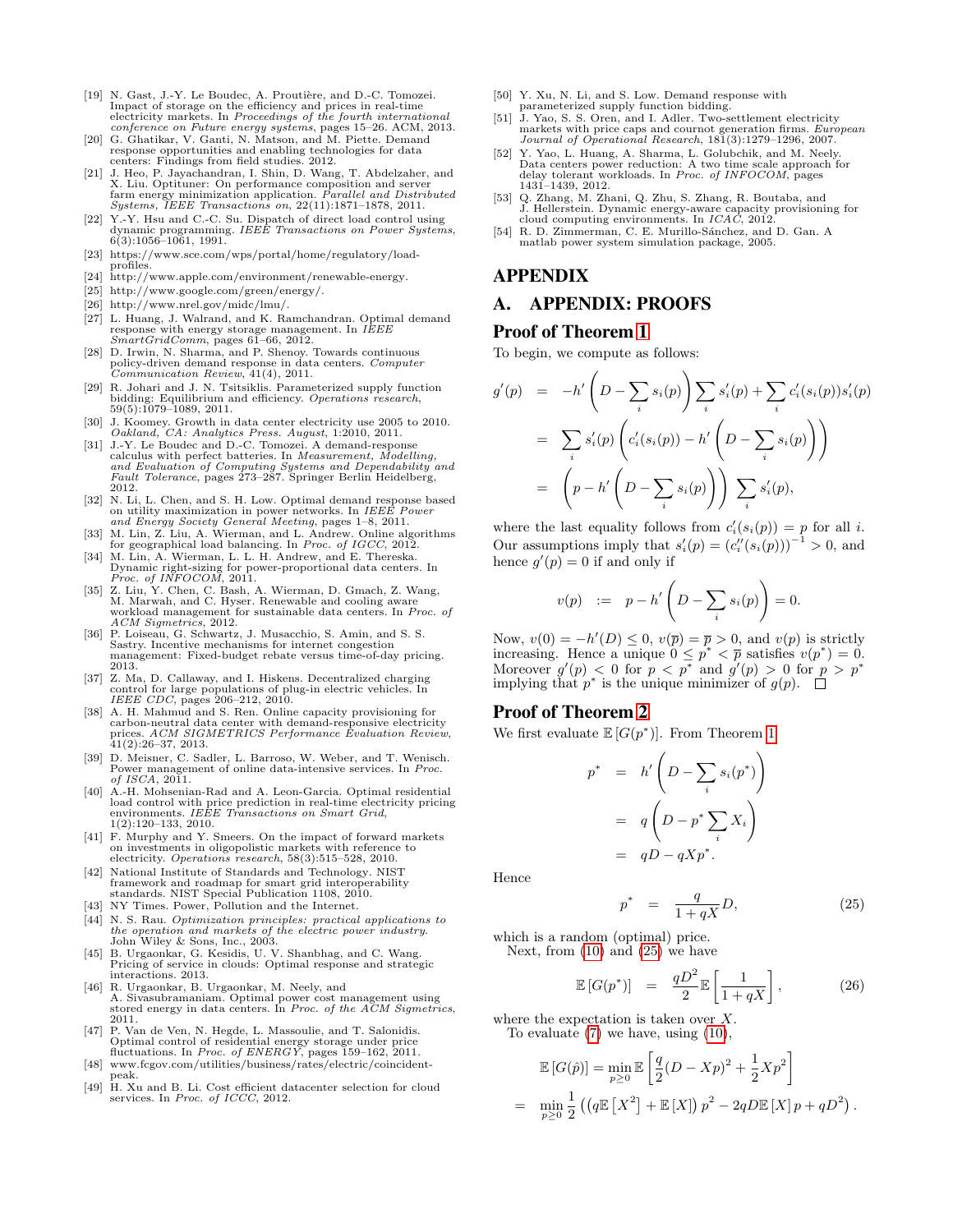[19] N. Gast, J.-Y. Le Boudec, A. Proutière, and D.-C. Tomozei. Impact of storage on the efficiency and prices in real-time electricity markets. In *Proceedings of the fourth international conference on Future energy systems*, pages 15–26. ACM, 2013.

[20] G. Ghatikar, V. Ganti, N. Matson, and M. Piette. Demand response opportunities and enabling technologies for data centers: Findings from field studies. 2012.

[21] J. Heo, P. Jayachandran, I. Shin, D. Wang, T. Abdelzaher, and X. Liu. Optituner: On performance composition and server farm energy minimization application. *Parallel and Distributed Systems, IEEE Transactions on*, 22(11):1871–1878, 2011.

[22] Y.-Y. Hsu and C.-C. Su. Dispatch of direct load control using dynamic programming. *IEEE Transactions on Power Systems*, 6(3):1056–1061, 1991.

[23] https://www.sce.com/wps/portal/home/regulatory/load-profiles.

[24] http://www.apple.com/environment/renewable-energy.

[25] http://www.google.com/green/energy/.

[26] http://www.nrel.gov/midc/lmu/.

[27] L. Huang, J. Walrand, and K. Ramchandran. Optimal demand response with energy storage management. In *IEEE SmartGridComm*, pages 61–66, 2012.

[28] D. Irwin, N. Sharma, and P. Shenoy. Towards continuous policy-driven demand response in data centers. *Computer Communication Review*, 41(4), 2011.

[29] R. Johari and J. N. Tsitsiklis. Parameterized supply function bidding: Equilibrium and efficiency. *Operations research*, 59(5):1079–1089, 2011.

[30] J. Koomey. Growth in data center electricity use 2005 to 2010. *Oakland, CA: Analytics Press. August*, 1:2010, 2011.

[31] J.-Y. Le Boudec and D.-C. Tomozei. A demand-response calculus with perfect batteries. In *Measurement, Modelling, and Evaluation of Computing Systems and Dependability and Fault Tolerance*, pages 273–287. Springer Berlin Heidelberg, 2012.

[32] N. Li, L. Chen, and S. H. Low. Optimal demand response based on utility maximization in power networks. In *IEEE Power and Energy Society General Meeting*, pages 1–8, 2011.

[33] M. Lin, Z. Liu, A. Wierman, and L. Andrew. Online algorithms for geographical load balancing. In *Proc. of IGCC*, 2012.

[34] M. Lin, A. Wierman, L. L. H. Andrew, and E. Thereska. Dynamic right-sizing for power-proportional data centers. In *Proc. of INFOCOM*, 2011.

[35] Z. Liu, Y. Chen, C. Bash, A. Wierman, D. Gmach, Z. Wang, M. Marwah, and C. Hyser. Renewable and cooling aware workload management for sustainable data centers. In *Proc. of ACM Sigmetrics*, 2012.

[36] P. Loiseau, G. Schwartz, J. Musacchio, S. Amin, and S. S. Sastry. Incentive mechanisms for internet congestion management: Fixed-budget rebate versus time-of-day pricing. 2013.

[37] Z. Ma, D. Callaway, and I. Hiskens. Decentralized charging control for large populations of plug-in electric vehicles. In *IEEE CDC*, pages 206–212, 2010.

[38] A. H. Mahmud and S. Ren. Online capacity provisioning for carbon-neutral data center with demand-responsive electricity prices. *ACM SIGMETRICS Performance Evaluation Review*, 41(2):26–37, 2013.

[39] D. Meisner, C. Sadler, L. Barroso, W. Weber, and T. Wenisch. Power management of online data-intensive services. In *Proc. of ISCA*, 2011.

[40] A.-H. Mohsenian-Rad and A. Leon-Garcia. Optimal residential load control with price prediction in real-time electricity pricing environments. *IEEE Transactions on Smart Grid*, 1(2):120–133, 2010.

[41] F. Murphy and Y. Smeers. On the impact of forward markets on investments in oligopolistic markets with reference to electricity. *Operations research*, 58(3):515–528, 2010.

[42] National Institute of Standards and Technology. NIST framework and roadmap for smart grid interoperability standards. NIST Special Publication 1108, 2010.

[43] NY Times. Power, Pollution and the Internet.

[44] N. S. Rau. *Optimization principles: practical applications to the operation and markets of the electric power industry.* John Wiley & Sons, Inc., 2003.

[45] B. Urgaonkar, G. Kesidis, U. V. Shanbhag, and C. Wang. Pricing of service in clouds: Optimal response and strategic interactions. 2013.

[46] R. Urgaonkar, B. Urgaonkar, M. Neely, and A. Sivasubramaniam. Optimal power cost management using stored energy in data centers. In *Proc. of the ACM Sigmetrics*, 2011.

[47] P. Van de Ven, N. Hegde, L. Massoulie, and T. Salonidis. Optimal control of residential energy storage under price fluctuations. In *Proc. of ENERGY*, pages 159–162, 2011.

[48] www.fcgov.com/utilities/business/rates/electric/coincident-peak.

[49] H. Xu and B. Li. Cost efficient datacenter selection for cloud services. In *Proc. of ICCC*, 2012.

[50] Y. Xu, N. Li, and S. Low. Demand response with parameterized supply function bidding.

[51] J. Yao, S. S. Oren, and I. Adler. Two-settlement electricity markets with price caps and cournot generation firms. *European Journal of Operational Research*, 181(3):1279–1296, 2007.

[52] Y. Yao, L. Huang, A. Sharma, L. Golubchik, and M. Neely. Data centers power reduction: A two time scale approach for delay tolerant workloads. In *Proc. of INFOCOM*, pages 1431–1439, 2012.

[53] Q. Zhang, M. Zhani, Q. Zhu, S. Zhang, R. Boutaba, and J. Hellerstein. Dynamic energy-aware capacity provisioning for cloud computing environments. In *ICAC*, 2012.

[54] R. D. Zimmerman, C. E. Murillo-Sánchez, and D. Gan. A matlab power system simulation package, 2005.

# APPENDIX

## A. APPENDIX: PROOFS

### Proof of Theorem 1

To begin, we compute as follows:

$$
\begin{aligned}
g'(p) &= -h'\left(D - \sum_i s_i(p)\right) \sum_i s_i'(p) + \sum_i c_i'(s_i(p)) s_i'(p) \\
&= \sum_i s_i'(p) \left( c_i'(s_i(p)) - h'\left(D - \sum_i s_i(p)\right)\right) \\
&= \left( p - h'\left(D - \sum_i s_i(p)\right)\right) \sum_i s_i'(p),
\end{aligned}
$$

where the last equality follows from $c_i'(s_i(p)) = p$ for all $i$. Our assumptions imply that $s_i'(p) = (c_i''(s_i(p)))^{-1} > 0$, and hence $g'(p) = 0$ if and only if

$$
v(p) \;:=\; p - h'\left(D - \sum_i s_i(p)\right) = 0.
$$

Now, $v(0) = -h'(D) \leq 0$, $v(\overline{p}) = \overline{p} > 0$, and $v(p)$ is strictly increasing. Hence a unique $0 \leq p^* < \overline{p}$ satisfies $v(p^*) = 0$. Moreover $g'(p) < 0$ for $p < p^*$ and $g'(p) > 0$ for $p > p^*$ implying that $p^*$ is the unique minimizer of $g(p)$. $\square$

### Proof of Theorem 2

We first evaluate $\mathbb{E}\left[G(p^*)\right]$. From Theorem 1

$$
\begin{aligned}
p^* &= h'\left(D - \sum_i s_i(p^*)\right) \\
&= q\left(D - p^* \sum_i X_i\right) \\
&= qD - qXp^*.
\end{aligned}
$$

Hence

$$
p^* \;=\; \frac{q}{1+qX} D, \tag{25}
$$

which is a random (optimal) price.

Next, from (10) and (25) we have

$$
\mathbb{E}\left[G(p^*)\right] \;=\; \frac{qD^2}{2} \mathbb{E}\left[\frac{1}{1+qX}\right], \tag{26}
$$

where the expectation is taken over $X$.

To evaluate (7) we have, using (10),

$$
\begin{aligned}
\mathbb{E}\left[G(\hat{p})\right] &= \min_{p \geq 0} \mathbb{E}\left[\frac{q}{2}(D - Xp)^2 + \frac{1}{2}Xp^2\right] \\
&= \min_{p \geq 0} \frac{1}{2}\left(\left(q\mathbb{E}\left[X^2\right] + \mathbb{E}\left[X\right]\right)p^2 - 2qD\mathbb{E}\left[X\right]p + qD^2\right).
\end{aligned}
$$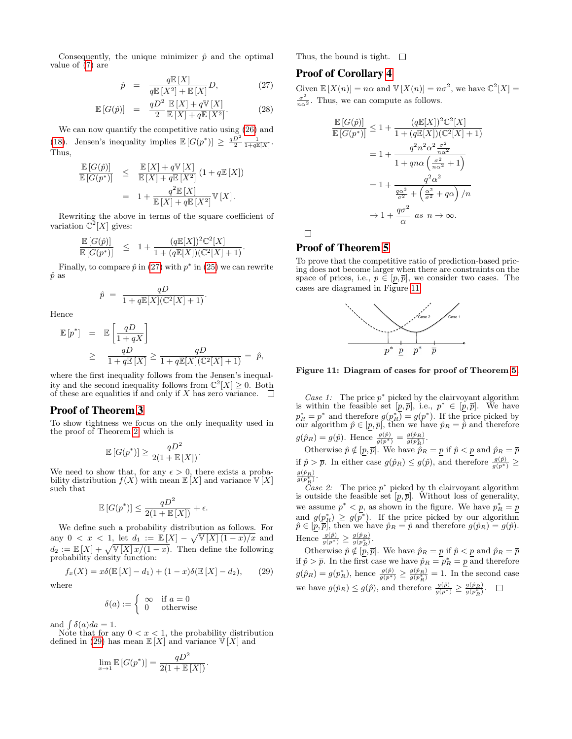Consequently, the unique minimizer $\hat{p}$ and the optimal value of (7) are

$$\hat{p} = \frac{q\mathbb{E}[X]}{q\mathbb{E}[X^2] + \mathbb{E}[X]} D, \tag{27}$$

$$\mathbb{E}[G(\hat{p})] = \frac{qD^2}{2} \frac{\mathbb{E}[X] + q\mathbb{V}[X]}{\mathbb{E}[X] + q\mathbb{E}[X^2]}. \tag{28}$$

We can now quantify the competitive ratio using (26) and (18). Jensen's inequality implies $\mathbb{E}[G(p^*)] \geq \frac{qD^2}{2} \frac{1}{1+q\mathbb{E}[X]}$. Thus,

$$\begin{aligned}
\frac{\mathbb{E}[G(\hat{p})]}{\mathbb{E}[G(p^*)]} &\leq \frac{\mathbb{E}[X] + q\mathbb{V}[X]}{\mathbb{E}[X] + q\mathbb{E}[X^2]} (1 + q\mathbb{E}[X]) \\
&= 1 + \frac{q^2\mathbb{E}[X]}{\mathbb{E}[X] + q\mathbb{E}[X^2]} \mathbb{V}[X].
\end{aligned}$$

Rewriting the above in terms of the square coefficient of variation $\mathbb{C}^2[X]$ gives:

$$\frac{\mathbb{E}[G(\hat{p})]}{\mathbb{E}[G(p^*)]} \leq 1 + \frac{(q\mathbb{E}[X])^2\mathbb{C}^2[X]}{1 + (q\mathbb{E}[X])(\mathbb{C}^2[X] + 1)}.$$

Finally, to compare $\hat{p}$ in (27) with $p^*$ in (25) we can rewrite $\hat{p}$ as

$$\hat{p} = \frac{qD}{1 + q\mathbb{E}[X](\mathbb{C}^2[X] + 1)}.$$

Hence

$$\begin{aligned}
\mathbb{E}[p^*] &= \mathbb{E}\left[\frac{qD}{1+qX}\right] \\
&\geq \frac{qD}{1 + q\mathbb{E}[X]} \geq \frac{qD}{1 + q\mathbb{E}[X](\mathbb{C}^2[X] + 1)} = \hat{p},
\end{aligned}$$

where the first inequality follows from the Jensen's inequality and the second inequality follows from $\mathbb{C}^2[X] \geq 0$. Both of these are equalities if and only if $X$ has zero variance. □

## Proof of Theorem 3

To show tightness we focus on the only inequality used in the proof of Theorem 2, which is

$$\mathbb{E}[G(p^*)] \geq \frac{qD^2}{2(1 + \mathbb{E}[X])}.$$

We need to show that, for any $\epsilon > 0$, there exists a probability distribution $f(X)$ with mean $\mathbb{E}[X]$ and variance $\mathbb{V}[X]$ such that

$$\mathbb{E}[G(p^*)] \leq \frac{qD^2}{2(1 + \mathbb{E}[X])} + \epsilon.$$

We define such a probability distribution as follows. For any $0 < x < 1$, let $d_1 := \mathbb{E}[X] - \sqrt{\mathbb{V}[X](1-x)/x}$ and $d_2 := \mathbb{E}[X] + \sqrt{\mathbb{V}[X]x/(1-x)}$. Then define the following probability density function:

$$f_x(X) = x\delta(\mathbb{E}[X] - d_1) + (1-x)\delta(\mathbb{E}[X] - d_2), \tag{29}$$

where

$$\delta(a) := \begin{cases} \infty & \text{if } a = 0 \\ 0 & \text{otherwise} \end{cases}$$

and $\int \delta(a)da = 1$.

Note that for any $0 < x < 1$, the probability distribution defined in (29) has mean $\mathbb{E}[X]$ and variance $\mathbb{V}[X]$ and

$$\lim_{x \to 1} \mathbb{E}[G(p^*)] = \frac{qD^2}{2(1 + \mathbb{E}[X])}.$$

Thus, the bound is tight. □

## Proof of Corollary 4

Given $\mathbb{E}[X(n)] = n\alpha$ and $\mathbb{V}[X(n)] = n\sigma^2$, we have $\mathbb{C}^2[X] = \frac{\sigma^2}{n\alpha^2}$. Thus, we can compute as follows.

$$\begin{aligned}
\frac{\mathbb{E}[G(\hat{p})]}{\mathbb{E}[G(p^*)]} &\leq 1 + \frac{(q\mathbb{E}[X])^2\mathbb{C}^2[X]}{1 + (q\mathbb{E}[X])(\mathbb{C}^2[X] + 1)} \\
&= 1 + \frac{q^2n^2\alpha^2\frac{\sigma^2}{n\alpha^2}}{1 + qn\alpha\left(\frac{\sigma^2}{n\alpha^2} + 1\right)} \\
&= 1 + \frac{q^2\alpha^2}{\frac{q\alpha^3}{\sigma^2} + \left(\frac{\alpha^2}{\sigma^2} + q\alpha\right)/n} \\
&\to 1 + \frac{q\sigma^2}{\alpha} \;\; \textit{as} \;\; n \to \infty.
\end{aligned}$$

□

## Proof of Theorem 5

To prove that the competitive ratio of prediction-based pricing does not become larger when there are constraints on the space of prices, i.e., $p \in [\underline{p}, \overline{p}]$, we consider two cases. The cases are diagramed in Figure 11.

Case 2
Case 1
$p^*$ $\underline{p}$ $p^*$ $\overline{p}$

**Figure 11: Diagram of cases for proof of Theorem 5.**

*Case 1:* The price $p^*$ picked by the clairvoyant algorithm is within the feasible set $[\underline{p}, \overline{p}]$, i.e., $p^* \in [\underline{p}, \overline{p}]$. We have $p_R^* = p^*$ and therefore $g(p_R^*) = g(p^*)$. If the price picked by our algorithm $\hat{p} \in [\underline{p}, \overline{p}]$, then we have $\hat{p}_R = \hat{p}$ and therefore $g(\hat{p}_R) = g(\hat{p})$. Hence $\frac{g(\hat{p})}{g(p^*)} = \frac{g(\hat{p}_R)}{g(p_R^*)}$.

Otherwise $\hat{p} \notin [\underline{p}, \overline{p}]$. We have $\hat{p}_R = \underline{p}$ if $\hat{p} < \underline{p}$ and $\hat{p}_R = \overline{p}$ if $\hat{p} > \overline{p}$. In either case $g(\hat{p}_R) \leq g(\hat{p})$, and therefore $\frac{g(\hat{p})}{g(p^*)} \geq \frac{g(\hat{p}_R)}{g(p_R^*)}$.

*Case 2:* The price $p^*$ picked by th clairvoyant algorithm is outside the feasible set $[\underline{p}, \overline{p}]$. Without loss of generality, we assume $p^* < \underline{p}$, as shown in the figure. We have $p_R^* = \underline{p}$ and $g(p_R^*) \geq g(p^*)$. If the price picked by our algorithm $\hat{p} \in [\underline{p}, \overline{p}]$, then we have $\hat{p}_R = \hat{p}$ and therefore $g(\hat{p}_R) = g(\hat{p})$. Hence $\frac{g(\hat{p})}{g(p^*)} \geq \frac{g(\hat{p}_R)}{g(p_R^*)}$.

Otherwise $\hat{p} \notin [\underline{p}, \overline{p}]$. We have $\hat{p}_R = \underline{p}$ if $\hat{p} < \underline{p}$ and $\hat{p}_R = \overline{p}$ if $\hat{p} > \overline{p}$. In the first case we have $\hat{p}_R = p_R^* = \underline{p}$ and therefore $g(\hat{p}_R) = g(p_R^*)$, hence $\frac{g(\hat{p})}{g(p^*)} \geq \frac{g(\hat{p}_R)}{g(p_R^*)} = 1$. In the second case we have $g(\hat{p}_R) \leq g(\hat{p})$, and therefore $\frac{g(\hat{p})}{g(p^*)} \geq \frac{g(\hat{p}_R)}{g(p_R^*)}$. □